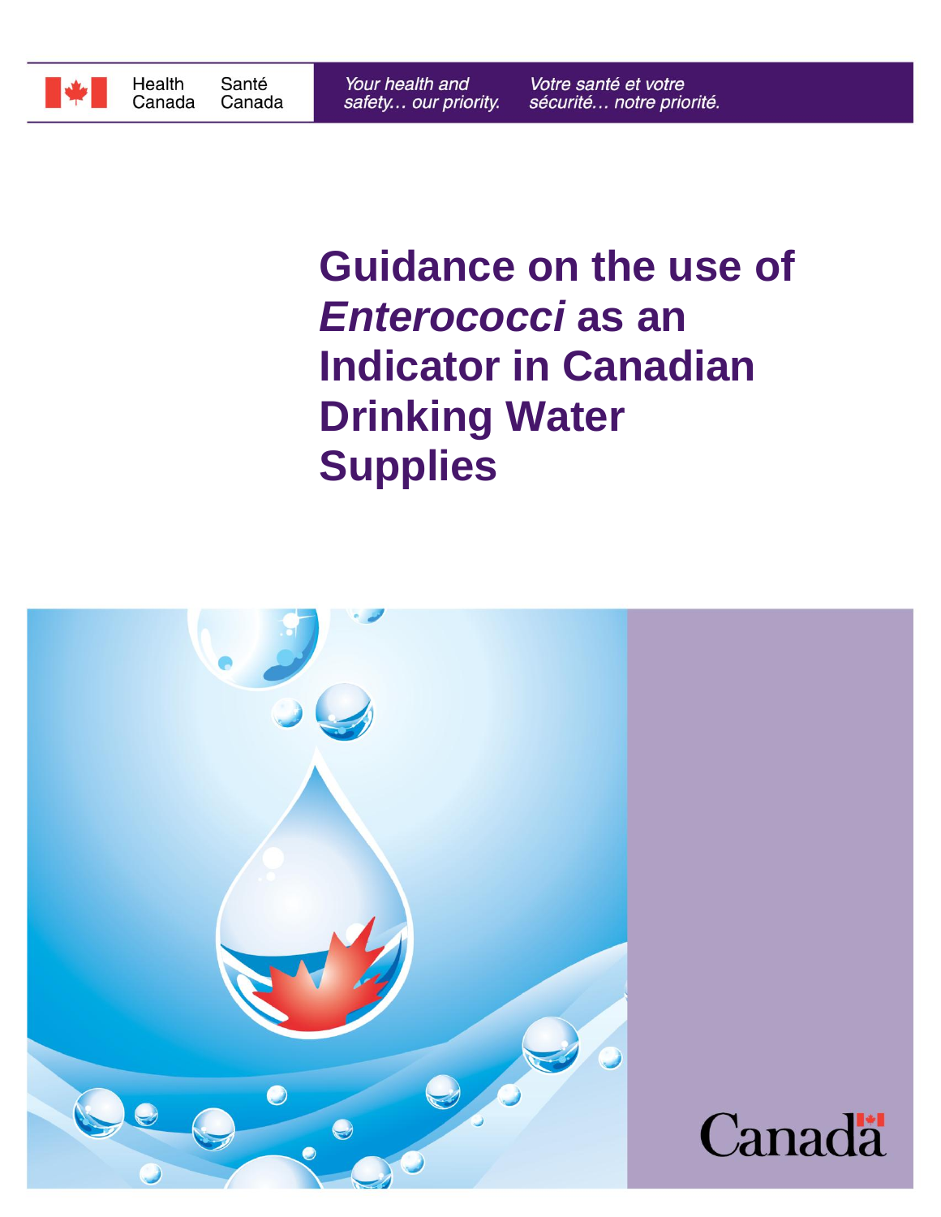Health Canada Santé Canada

*Your health and safety... our priority.* *Votre santé et votre sécurité... notre priorité.*

# Guidance on the use of *Enterococci* as an Indicator in Canadian Drinking Water Supplies

Canada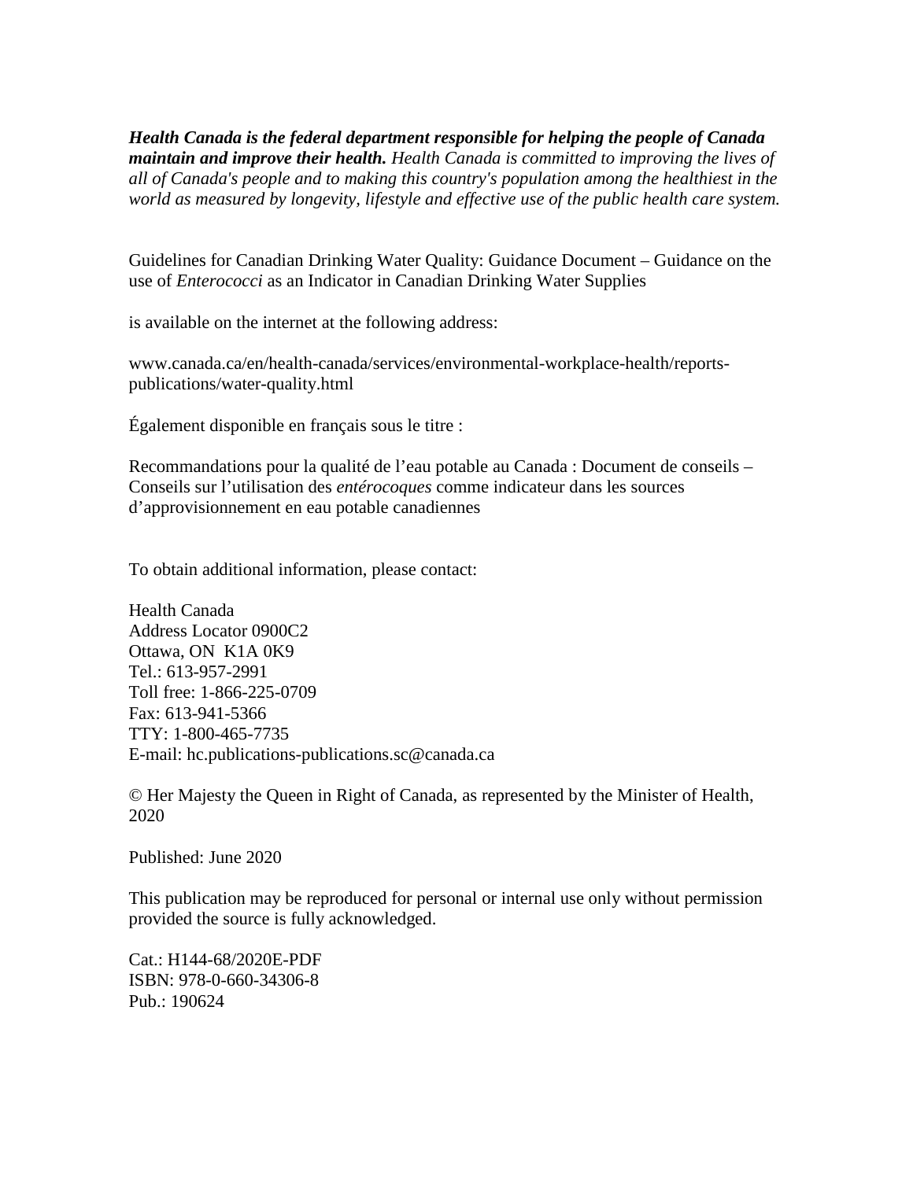***Health Canada is the federal department responsible for helping the people of Canada maintain and improve their health.*** *Health Canada is committed to improving the lives of all of Canada's people and to making this country's population among the healthiest in the world as measured by longevity, lifestyle and effective use of the public health care system.*

Guidelines for Canadian Drinking Water Quality: Guidance Document – Guidance on the use of *Enterococci* as an Indicator in Canadian Drinking Water Supplies

is available on the internet at the following address:

www.canada.ca/en/health-canada/services/environmental-workplace-health/reports-publications/water-quality.html

Également disponible en français sous le titre :

Recommandations pour la qualité de l'eau potable au Canada : Document de conseils – Conseils sur l'utilisation des *entérocoques* comme indicateur dans les sources d'approvisionnement en eau potable canadiennes

To obtain additional information, please contact:

Health Canada
Address Locator 0900C2
Ottawa, ON K1A 0K9
Tel.: 613-957-2991
Toll free: 1-866-225-0709
Fax: 613-941-5366
TTY: 1-800-465-7735
E-mail: hc.publications-publications.sc@canada.ca

© Her Majesty the Queen in Right of Canada, as represented by the Minister of Health, 2020

Published: June 2020

This publication may be reproduced for personal or internal use only without permission provided the source is fully acknowledged.

Cat.: H144-68/2020E-PDF
ISBN: 978-0-660-34306-8
Pub.: 190624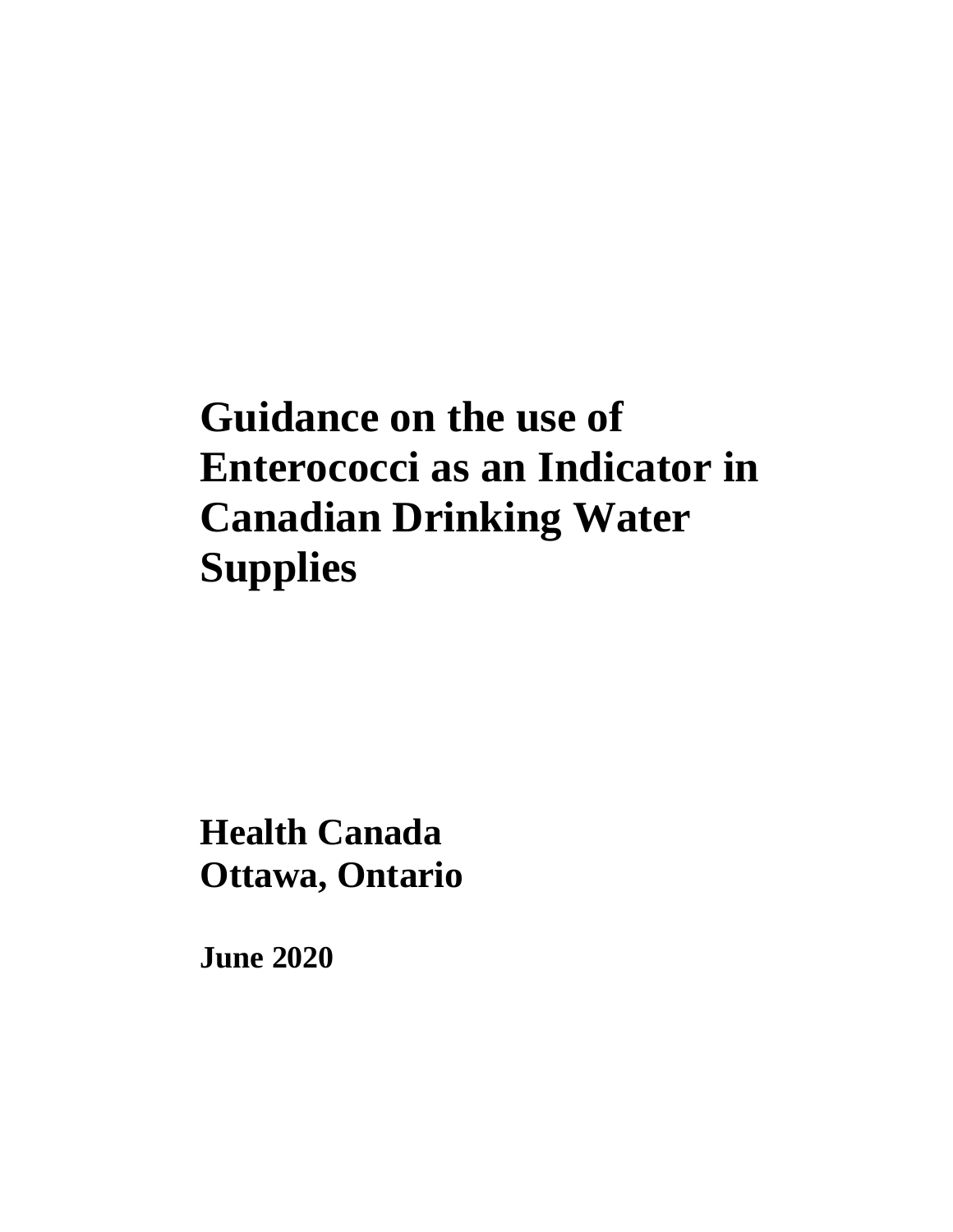# Guidance on the use of Enterococci as an Indicator in Canadian Drinking Water Supplies

**Health Canada**
**Ottawa, Ontario**

**June 2020**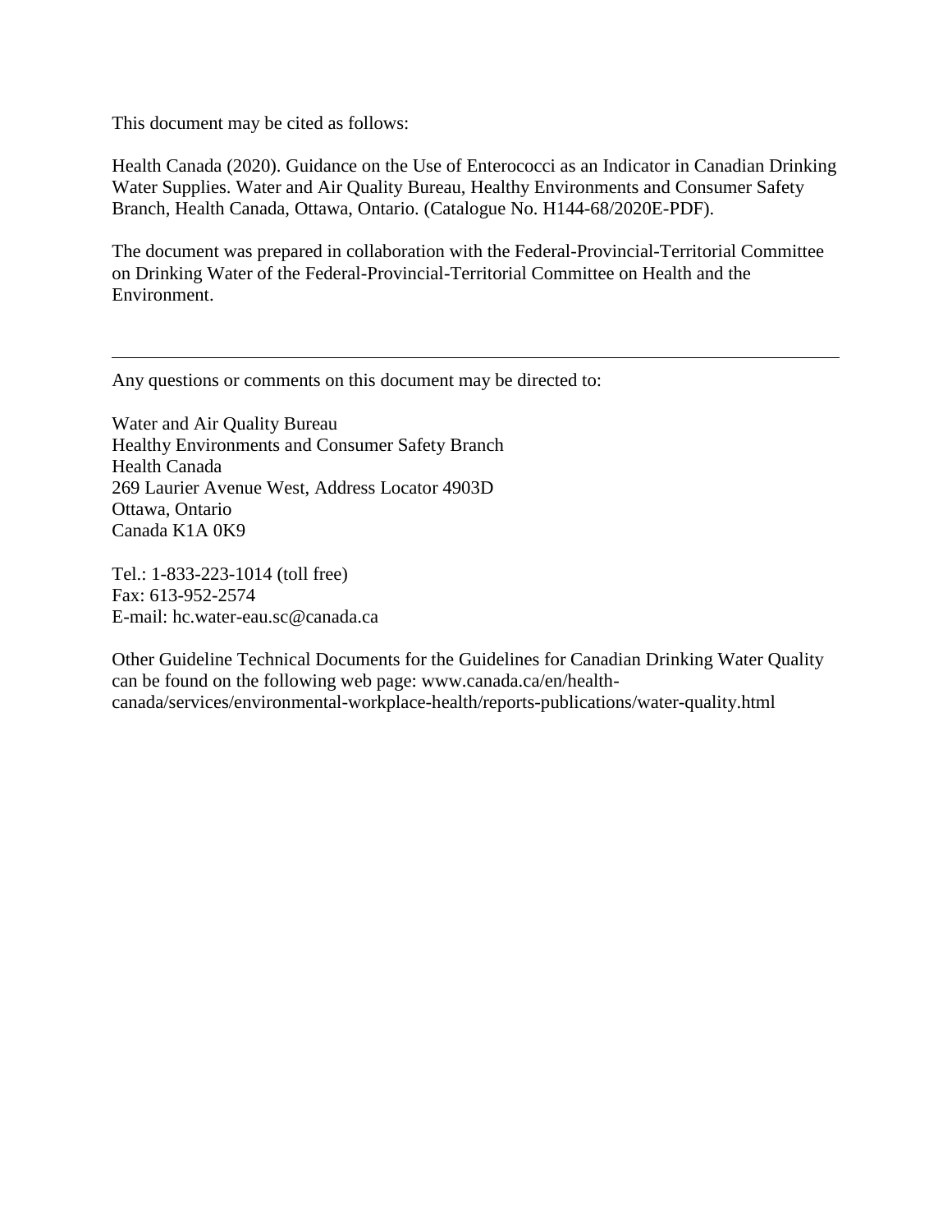This document may be cited as follows:

Health Canada (2020). Guidance on the Use of Enterococci as an Indicator in Canadian Drinking Water Supplies. Water and Air Quality Bureau, Healthy Environments and Consumer Safety Branch, Health Canada, Ottawa, Ontario. (Catalogue No. H144-68/2020E-PDF).

The document was prepared in collaboration with the Federal-Provincial-Territorial Committee on Drinking Water of the Federal-Provincial-Territorial Committee on Health and the Environment.

---

Any questions or comments on this document may be directed to:

Water and Air Quality Bureau
Healthy Environments and Consumer Safety Branch
Health Canada
269 Laurier Avenue West, Address Locator 4903D
Ottawa, Ontario
Canada K1A 0K9

Tel.: 1-833-223-1014 (toll free)
Fax: 613-952-2574
E-mail: hc.water-eau.sc@canada.ca

Other Guideline Technical Documents for the Guidelines for Canadian Drinking Water Quality can be found on the following web page: www.canada.ca/en/health-canada/services/environmental-workplace-health/reports-publications/water-quality.html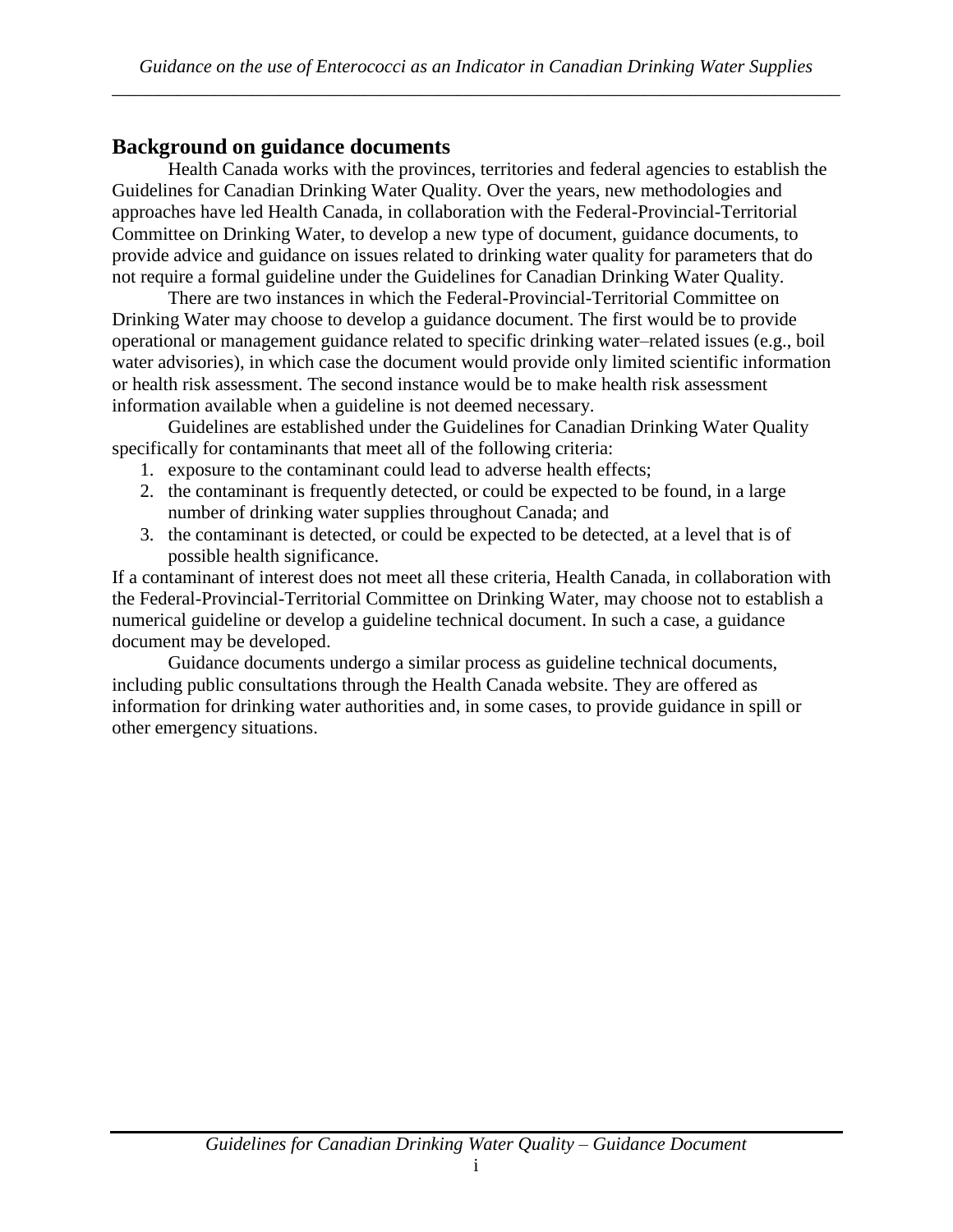## Background on guidance documents

Health Canada works with the provinces, territories and federal agencies to establish the Guidelines for Canadian Drinking Water Quality. Over the years, new methodologies and approaches have led Health Canada, in collaboration with the Federal-Provincial-Territorial Committee on Drinking Water, to develop a new type of document, guidance documents, to provide advice and guidance on issues related to drinking water quality for parameters that do not require a formal guideline under the Guidelines for Canadian Drinking Water Quality.

There are two instances in which the Federal-Provincial-Territorial Committee on Drinking Water may choose to develop a guidance document. The first would be to provide operational or management guidance related to specific drinking water–related issues (e.g., boil water advisories), in which case the document would provide only limited scientific information or health risk assessment. The second instance would be to make health risk assessment information available when a guideline is not deemed necessary.

Guidelines are established under the Guidelines for Canadian Drinking Water Quality specifically for contaminants that meet all of the following criteria:

1. exposure to the contaminant could lead to adverse health effects;
2. the contaminant is frequently detected, or could be expected to be found, in a large number of drinking water supplies throughout Canada; and
3. the contaminant is detected, or could be expected to be detected, at a level that is of possible health significance.

If a contaminant of interest does not meet all these criteria, Health Canada, in collaboration with the Federal-Provincial-Territorial Committee on Drinking Water, may choose not to establish a numerical guideline or develop a guideline technical document. In such a case, a guidance document may be developed.

Guidance documents undergo a similar process as guideline technical documents, including public consultations through the Health Canada website. They are offered as information for drinking water authorities and, in some cases, to provide guidance in spill or other emergency situations.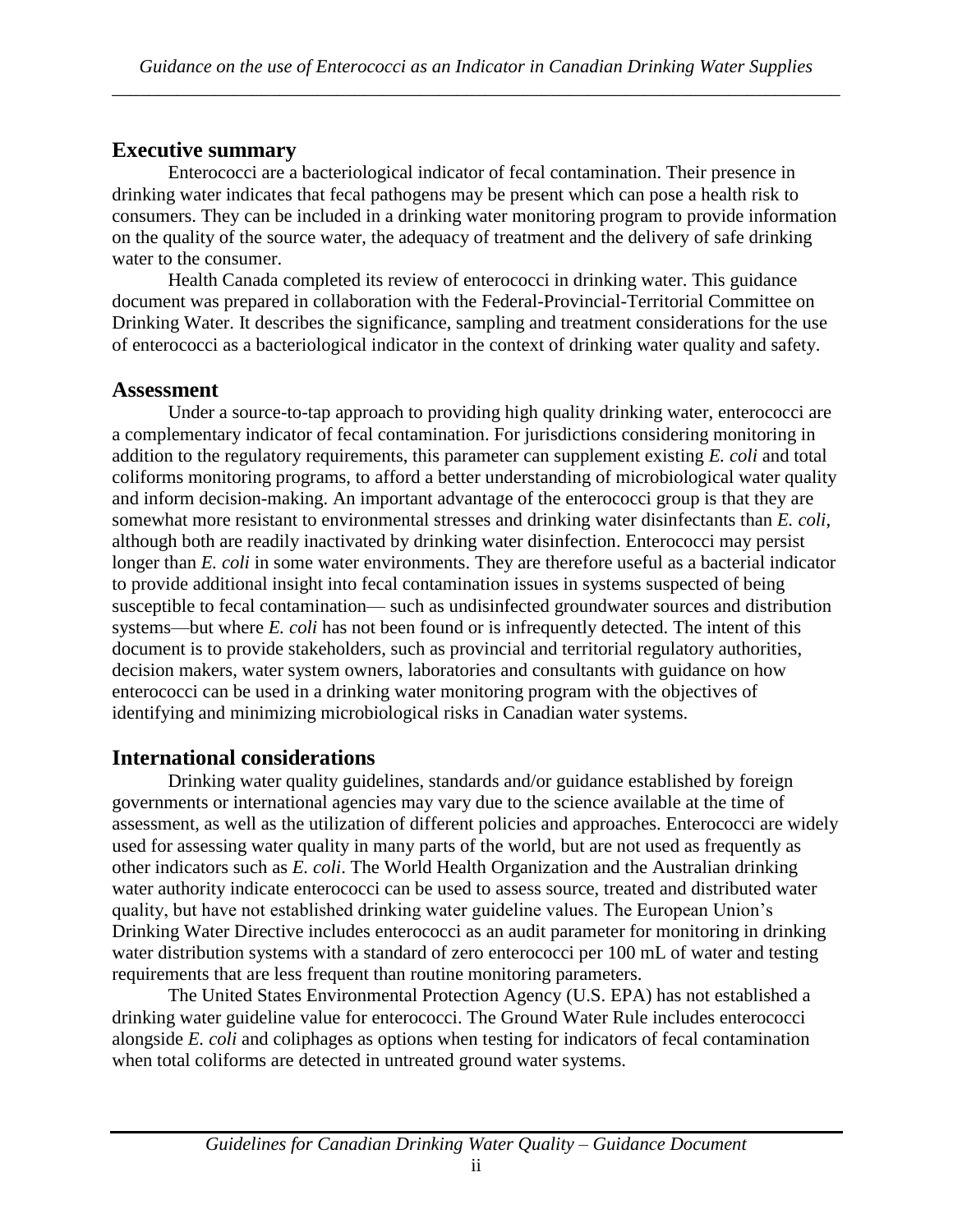## Executive summary

Enterococci are a bacteriological indicator of fecal contamination. Their presence in drinking water indicates that fecal pathogens may be present which can pose a health risk to consumers. They can be included in a drinking water monitoring program to provide information on the quality of the source water, the adequacy of treatment and the delivery of safe drinking water to the consumer.

Health Canada completed its review of enterococci in drinking water. This guidance document was prepared in collaboration with the Federal-Provincial-Territorial Committee on Drinking Water. It describes the significance, sampling and treatment considerations for the use of enterococci as a bacteriological indicator in the context of drinking water quality and safety.

## Assessment

Under a source-to-tap approach to providing high quality drinking water, enterococci are a complementary indicator of fecal contamination. For jurisdictions considering monitoring in addition to the regulatory requirements, this parameter can supplement existing *E. coli* and total coliforms monitoring programs, to afford a better understanding of microbiological water quality and inform decision-making. An important advantage of the enterococci group is that they are somewhat more resistant to environmental stresses and drinking water disinfectants than *E. coli*, although both are readily inactivated by drinking water disinfection. Enterococci may persist longer than *E. coli* in some water environments. They are therefore useful as a bacterial indicator to provide additional insight into fecal contamination issues in systems suspected of being susceptible to fecal contamination— such as undisinfected groundwater sources and distribution systems—but where *E. coli* has not been found or is infrequently detected. The intent of this document is to provide stakeholders, such as provincial and territorial regulatory authorities, decision makers, water system owners, laboratories and consultants with guidance on how enterococci can be used in a drinking water monitoring program with the objectives of identifying and minimizing microbiological risks in Canadian water systems.

## International considerations

Drinking water quality guidelines, standards and/or guidance established by foreign governments or international agencies may vary due to the science available at the time of assessment, as well as the utilization of different policies and approaches. Enterococci are widely used for assessing water quality in many parts of the world, but are not used as frequently as other indicators such as *E. coli*. The World Health Organization and the Australian drinking water authority indicate enterococci can be used to assess source, treated and distributed water quality, but have not established drinking water guideline values. The European Union's Drinking Water Directive includes enterococci as an audit parameter for monitoring in drinking water distribution systems with a standard of zero enterococci per 100 mL of water and testing requirements that are less frequent than routine monitoring parameters.

The United States Environmental Protection Agency (U.S. EPA) has not established a drinking water guideline value for enterococci. The Ground Water Rule includes enterococci alongside *E. coli* and coliphages as options when testing for indicators of fecal contamination when total coliforms are detected in untreated ground water systems.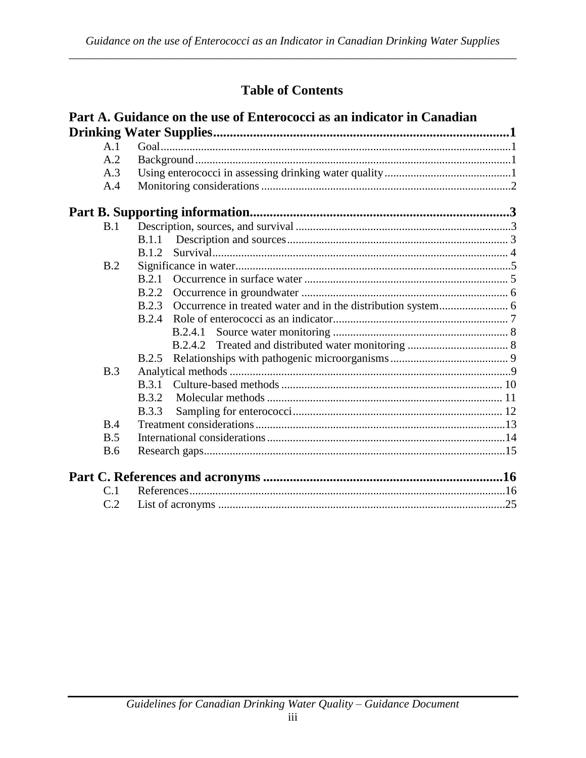# Table of Contents

**Part A. Guidance on the use of Enterococci as an indicator in Canadian Drinking Water Supplies........................................................................................1**

- A.1 Goal.........................................................................................................................1
- A.2 Background.............................................................................................................1
- A.3 Using enterococci in assessing drinking water quality...........................................1
- A.4 Monitoring considerations......................................................................................2

**Part B. Supporting information.............................................................................3**

- B.1 Description, sources, and survival..........................................................................3
  - B.1.1 Description and sources............................................................................ 3
  - B.1.2 Survival...................................................................................................... 4
- B.2 Significance in water...............................................................................................5
  - B.2.1 Occurrence in surface water...................................................................... 5
  - B.2.2 Occurrence in groundwater....................................................................... 6
  - B.2.3 Occurrence in treated water and in the distribution system....................... 6
  - B.2.4 Role of enterococci as an indicator............................................................ 7
    - B.2.4.1 Source water monitoring............................................................ 8
    - B.2.4.2 Treated and distributed water monitoring.................................. 8
  - B.2.5 Relationships with pathogenic microorganisms........................................ 9
- B.3 Analytical methods.................................................................................................9
  - B.3.1 Culture-based methods............................................................................ 10
  - B.3.2 Molecular methods................................................................................. 11
  - B.3.3 Sampling for enterococci........................................................................ 12
- B.4 Treatment considerations......................................................................................13
- B.5 International considerations..................................................................................14
- B.6 Research gaps........................................................................................................15

**Part C. References and acronyms........................................................................16**

- C.1 References.............................................................................................................16
- C.2 List of acronyms...................................................................................................25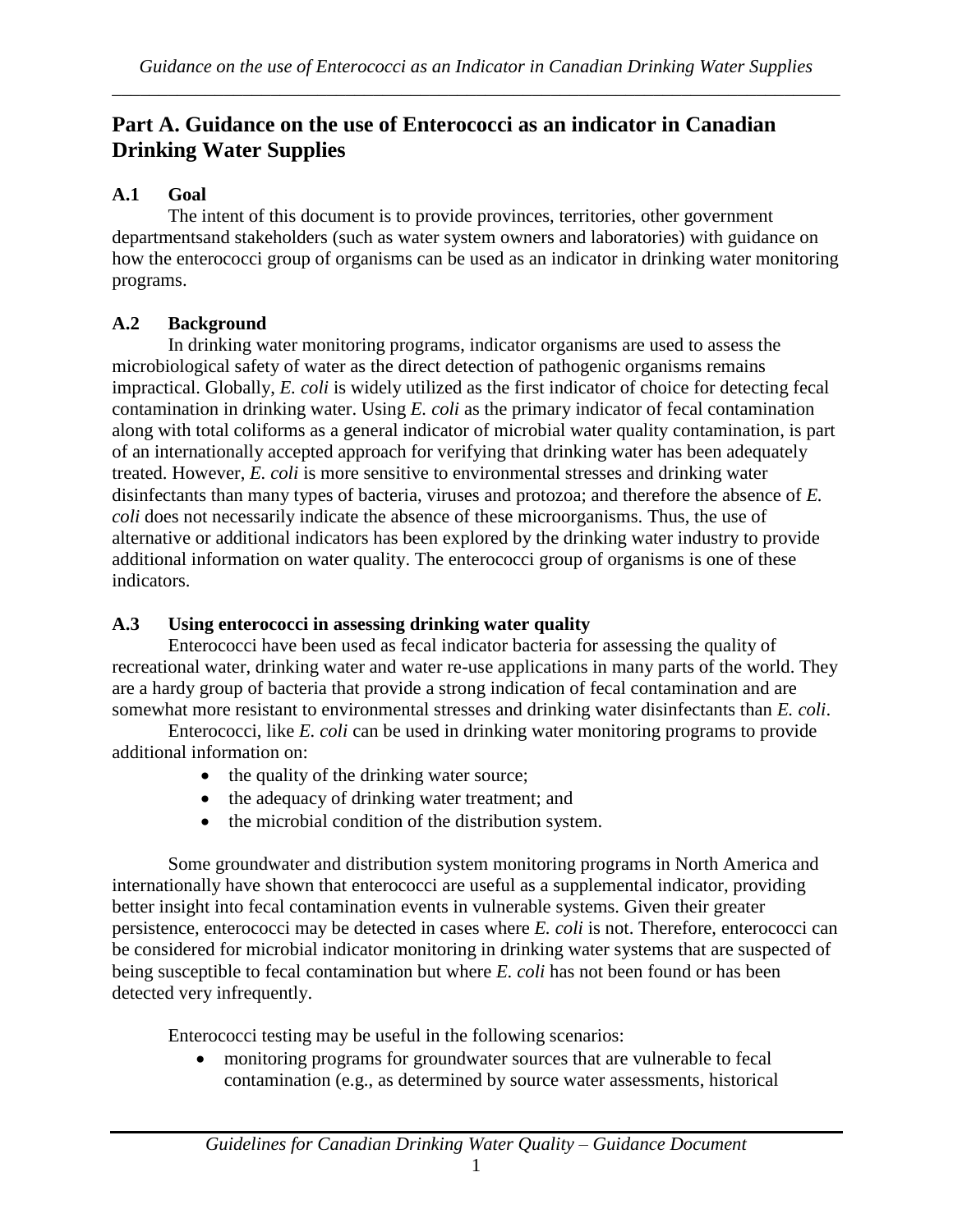## Part A. Guidance on the use of Enterococci as an indicator in Canadian Drinking Water Supplies

### A.1 Goal

The intent of this document is to provide provinces, territories, other government departmentsand stakeholders (such as water system owners and laboratories) with guidance on how the enterococci group of organisms can be used as an indicator in drinking water monitoring programs.

### A.2 Background

In drinking water monitoring programs, indicator organisms are used to assess the microbiological safety of water as the direct detection of pathogenic organisms remains impractical. Globally, *E. coli* is widely utilized as the first indicator of choice for detecting fecal contamination in drinking water. Using *E. coli* as the primary indicator of fecal contamination along with total coliforms as a general indicator of microbial water quality contamination, is part of an internationally accepted approach for verifying that drinking water has been adequately treated. However, *E. coli* is more sensitive to environmental stresses and drinking water disinfectants than many types of bacteria, viruses and protozoa; and therefore the absence of *E. coli* does not necessarily indicate the absence of these microorganisms. Thus, the use of alternative or additional indicators has been explored by the drinking water industry to provide additional information on water quality. The enterococci group of organisms is one of these indicators.

### A.3 Using enterococci in assessing drinking water quality

Enterococci have been used as fecal indicator bacteria for assessing the quality of recreational water, drinking water and water re-use applications in many parts of the world. They are a hardy group of bacteria that provide a strong indication of fecal contamination and are somewhat more resistant to environmental stresses and drinking water disinfectants than *E. coli*.

Enterococci, like *E. coli* can be used in drinking water monitoring programs to provide additional information on:

- the quality of the drinking water source;
- the adequacy of drinking water treatment; and
- the microbial condition of the distribution system.

Some groundwater and distribution system monitoring programs in North America and internationally have shown that enterococci are useful as a supplemental indicator, providing better insight into fecal contamination events in vulnerable systems. Given their greater persistence, enterococci may be detected in cases where *E. coli* is not. Therefore, enterococci can be considered for microbial indicator monitoring in drinking water systems that are suspected of being susceptible to fecal contamination but where *E. coli* has not been found or has been detected very infrequently.

Enterococci testing may be useful in the following scenarios:

- monitoring programs for groundwater sources that are vulnerable to fecal contamination (e.g., as determined by source water assessments, historical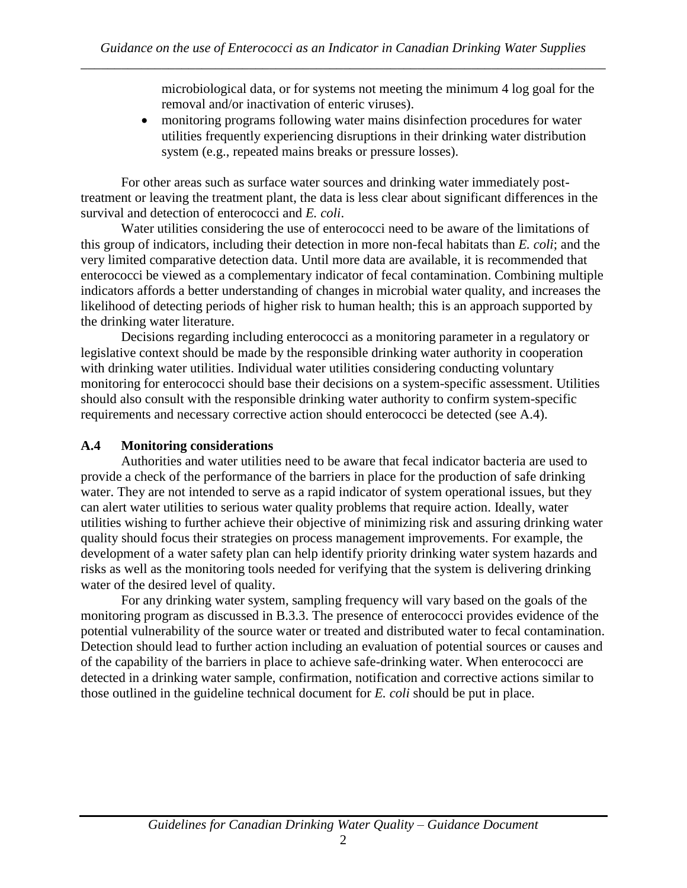microbiological data, or for systems not meeting the minimum 4 log goal for the removal and/or inactivation of enteric viruses).

- monitoring programs following water mains disinfection procedures for water utilities frequently experiencing disruptions in their drinking water distribution system (e.g., repeated mains breaks or pressure losses).

For other areas such as surface water sources and drinking water immediately post-treatment or leaving the treatment plant, the data is less clear about significant differences in the survival and detection of enterococci and *E. coli*.

Water utilities considering the use of enterococci need to be aware of the limitations of this group of indicators, including their detection in more non-fecal habitats than *E. coli*; and the very limited comparative detection data. Until more data are available, it is recommended that enterococci be viewed as a complementary indicator of fecal contamination. Combining multiple indicators affords a better understanding of changes in microbial water quality, and increases the likelihood of detecting periods of higher risk to human health; this is an approach supported by the drinking water literature.

Decisions regarding including enterococci as a monitoring parameter in a regulatory or legislative context should be made by the responsible drinking water authority in cooperation with drinking water utilities. Individual water utilities considering conducting voluntary monitoring for enterococci should base their decisions on a system-specific assessment. Utilities should also consult with the responsible drinking water authority to confirm system-specific requirements and necessary corrective action should enterococci be detected (see A.4).

## A.4 Monitoring considerations

Authorities and water utilities need to be aware that fecal indicator bacteria are used to provide a check of the performance of the barriers in place for the production of safe drinking water. They are not intended to serve as a rapid indicator of system operational issues, but they can alert water utilities to serious water quality problems that require action. Ideally, water utilities wishing to further achieve their objective of minimizing risk and assuring drinking water quality should focus their strategies on process management improvements. For example, the development of a water safety plan can help identify priority drinking water system hazards and risks as well as the monitoring tools needed for verifying that the system is delivering drinking water of the desired level of quality.

For any drinking water system, sampling frequency will vary based on the goals of the monitoring program as discussed in B.3.3. The presence of enterococci provides evidence of the potential vulnerability of the source water or treated and distributed water to fecal contamination. Detection should lead to further action including an evaluation of potential sources or causes and of the capability of the barriers in place to achieve safe-drinking water. When enterococci are detected in a drinking water sample, confirmation, notification and corrective actions similar to those outlined in the guideline technical document for *E. coli* should be put in place.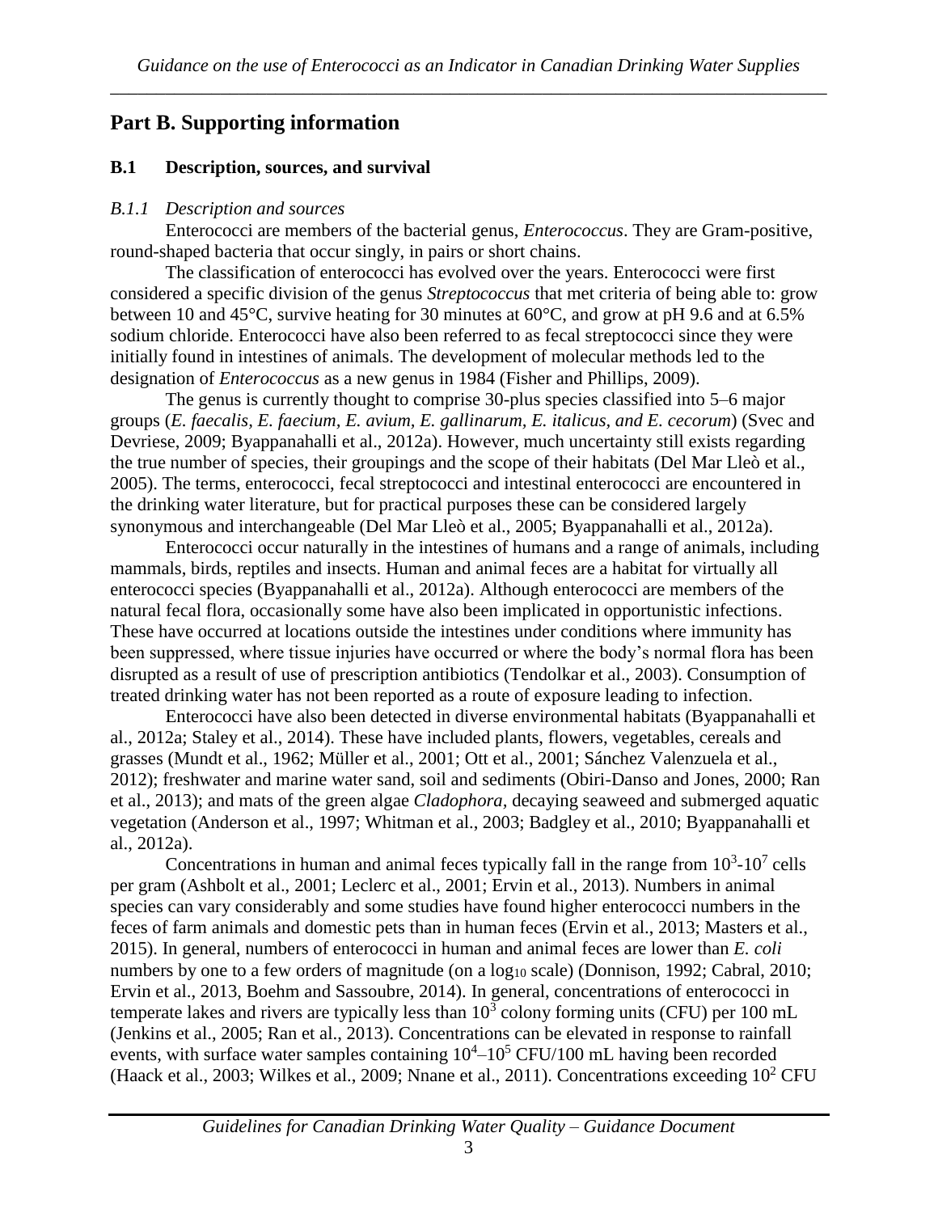## Part B. Supporting information

### B.1 Description, sources, and survival

#### *B.1.1 Description and sources*

Enterococci are members of the bacterial genus, *Enterococcus*. They are Gram-positive, round-shaped bacteria that occur singly, in pairs or short chains.

The classification of enterococci has evolved over the years. Enterococci were first considered a specific division of the genus *Streptococcus* that met criteria of being able to: grow between 10 and 45°C, survive heating for 30 minutes at 60°C, and grow at pH 9.6 and at 6.5% sodium chloride. Enterococci have also been referred to as fecal streptococci since they were initially found in intestines of animals. The development of molecular methods led to the designation of *Enterococcus* as a new genus in 1984 (Fisher and Phillips, 2009).

The genus is currently thought to comprise 30-plus species classified into 5–6 major groups (*E. faecalis, E. faecium, E. avium, E. gallinarum, E. italicus, and E. cecorum*) (Svec and Devriese, 2009; Byappanahalli et al., 2012a). However, much uncertainty still exists regarding the true number of species, their groupings and the scope of their habitats (Del Mar Lleò et al., 2005). The terms, enterococci, fecal streptococci and intestinal enterococci are encountered in the drinking water literature, but for practical purposes these can be considered largely synonymous and interchangeable (Del Mar Lleò et al., 2005; Byappanahalli et al., 2012a).

Enterococci occur naturally in the intestines of humans and a range of animals, including mammals, birds, reptiles and insects. Human and animal feces are a habitat for virtually all enterococci species (Byappanahalli et al., 2012a). Although enterococci are members of the natural fecal flora, occasionally some have also been implicated in opportunistic infections. These have occurred at locations outside the intestines under conditions where immunity has been suppressed, where tissue injuries have occurred or where the body's normal flora has been disrupted as a result of use of prescription antibiotics (Tendolkar et al., 2003). Consumption of treated drinking water has not been reported as a route of exposure leading to infection.

Enterococci have also been detected in diverse environmental habitats (Byappanahalli et al., 2012a; Staley et al., 2014). These have included plants, flowers, vegetables, cereals and grasses (Mundt et al., 1962; Müller et al., 2001; Ott et al., 2001; Sánchez Valenzuela et al., 2012); freshwater and marine water sand, soil and sediments (Obiri-Danso and Jones, 2000; Ran et al., 2013); and mats of the green algae *Cladophora*, decaying seaweed and submerged aquatic vegetation (Anderson et al., 1997; Whitman et al., 2003; Badgley et al., 2010; Byappanahalli et al., 2012a).

Concentrations in human and animal feces typically fall in the range from $10^3$-$10^7$ cells per gram (Ashbolt et al., 2001; Leclerc et al., 2001; Ervin et al., 2013). Numbers in animal species can vary considerably and some studies have found higher enterococci numbers in the feces of farm animals and domestic pets than in human feces (Ervin et al., 2013; Masters et al., 2015). In general, numbers of enterococci in human and animal feces are lower than *E. coli* numbers by one to a few orders of magnitude (on a $\log_{10}$ scale) (Donnison, 1992; Cabral, 2010; Ervin et al., 2013, Boehm and Sassoubre, 2014). In general, concentrations of enterococci in temperate lakes and rivers are typically less than $10^3$ colony forming units (CFU) per 100 mL (Jenkins et al., 2005; Ran et al., 2013). Concentrations can be elevated in response to rainfall events, with surface water samples containing $10^4$–$10^5$ CFU/100 mL having been recorded (Haack et al., 2003; Wilkes et al., 2009; Nnane et al., 2011). Concentrations exceeding $10^2$ CFU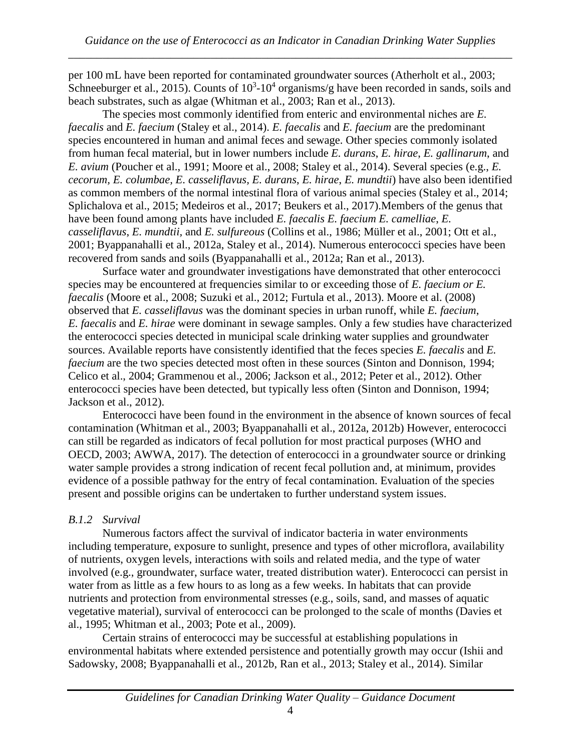per 100 mL have been reported for contaminated groundwater sources (Atherholt et al., 2003; Schneeburger et al., 2015). Counts of $10^3$-$10^4$ organisms/g have been recorded in sands, soils and beach substrates, such as algae (Whitman et al., 2003; Ran et al., 2013).

The species most commonly identified from enteric and environmental niches are *E. faecalis* and *E. faecium* (Staley et al., 2014). *E. faecalis* and *E. faecium* are the predominant species encountered in human and animal feces and sewage. Other species commonly isolated from human fecal material, but in lower numbers include *E. durans*, *E. hirae, E. gallinarum*, and *E. avium* (Poucher et al., 1991; Moore et al., 2008; Staley et al., 2014). Several species (e.g., *E. cecorum, E. columbae, E. casseliflavus, E. durans*, *E. hirae*, *E. mundtii*) have also been identified as common members of the normal intestinal flora of various animal species (Staley et al., 2014; Splichalova et al., 2015; Medeiros et al., 2017; Beukers et al., 2017).Members of the genus that have been found among plants have included *E. faecalis E. faecium E. camelliae*, *E. casseliflavus*, *E. mundtii*, and *E. sulfureous* (Collins et al., 1986; Müller et al., 2001; Ott et al., 2001; Byappanahalli et al., 2012a, Staley et al., 2014). Numerous enterococci species have been recovered from sands and soils (Byappanahalli et al., 2012a; Ran et al., 2013).

Surface water and groundwater investigations have demonstrated that other enterococci species may be encountered at frequencies similar to or exceeding those of *E. faecium or E. faecalis* (Moore et al., 2008; Suzuki et al., 2012; Furtula et al., 2013). Moore et al. (2008) observed that *E. casseliflavus* was the dominant species in urban runoff, while *E. faecium*, *E. faecalis* and *E. hirae* were dominant in sewage samples. Only a few studies have characterized the enterococci species detected in municipal scale drinking water supplies and groundwater sources. Available reports have consistently identified that the feces species *E. faecalis* and *E. faecium* are the two species detected most often in these sources (Sinton and Donnison, 1994; Celico et al., 2004; Grammenou et al., 2006; Jackson et al., 2012; Peter et al., 2012). Other enterococci species have been detected, but typically less often (Sinton and Donnison, 1994; Jackson et al., 2012).

Enterococci have been found in the environment in the absence of known sources of fecal contamination (Whitman et al., 2003; Byappanahalli et al., 2012a, 2012b) However, enterococci can still be regarded as indicators of fecal pollution for most practical purposes (WHO and OECD, 2003; AWWA, 2017). The detection of enterococci in a groundwater source or drinking water sample provides a strong indication of recent fecal pollution and, at minimum, provides evidence of a possible pathway for the entry of fecal contamination. Evaluation of the species present and possible origins can be undertaken to further understand system issues.

### *B.1.2 Survival*

Numerous factors affect the survival of indicator bacteria in water environments including temperature, exposure to sunlight, presence and types of other microflora, availability of nutrients, oxygen levels, interactions with soils and related media, and the type of water involved (e.g., groundwater, surface water, treated distribution water). Enterococci can persist in water from as little as a few hours to as long as a few weeks. In habitats that can provide nutrients and protection from environmental stresses (e.g., soils, sand, and masses of aquatic vegetative material), survival of enterococci can be prolonged to the scale of months (Davies et al., 1995; Whitman et al., 2003; Pote et al., 2009).

Certain strains of enterococci may be successful at establishing populations in environmental habitats where extended persistence and potentially growth may occur (Ishii and Sadowsky, 2008; Byappanahalli et al., 2012b, Ran et al., 2013; Staley et al., 2014). Similar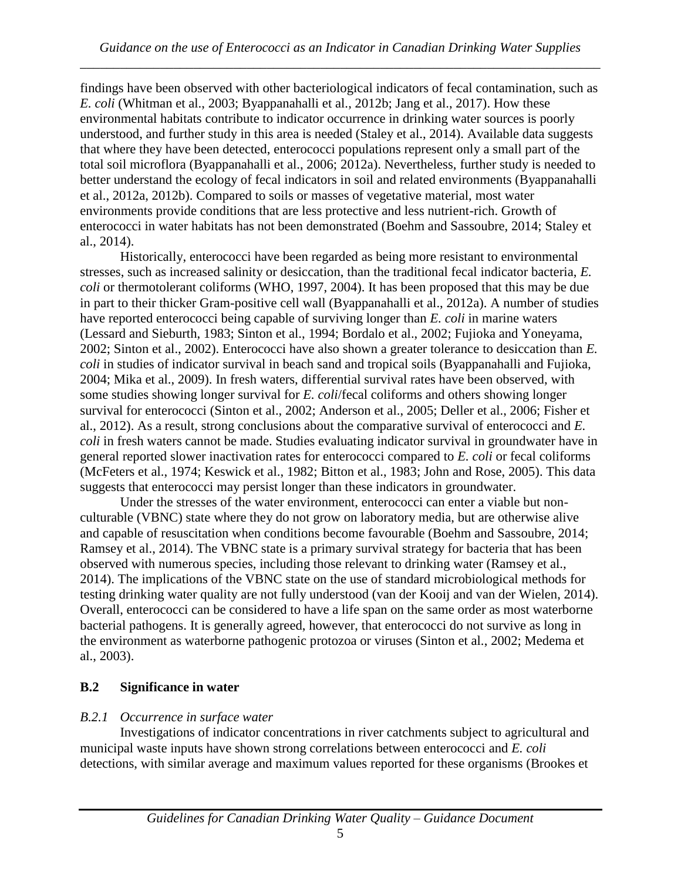findings have been observed with other bacteriological indicators of fecal contamination, such as *E. coli* (Whitman et al., 2003; Byappanahalli et al., 2012b; Jang et al., 2017). How these environmental habitats contribute to indicator occurrence in drinking water sources is poorly understood, and further study in this area is needed (Staley et al., 2014). Available data suggests that where they have been detected, enterococci populations represent only a small part of the total soil microflora (Byappanahalli et al., 2006; 2012a). Nevertheless, further study is needed to better understand the ecology of fecal indicators in soil and related environments (Byappanahalli et al., 2012a, 2012b). Compared to soils or masses of vegetative material, most water environments provide conditions that are less protective and less nutrient-rich. Growth of enterococci in water habitats has not been demonstrated (Boehm and Sassoubre, 2014; Staley et al., 2014).

Historically, enterococci have been regarded as being more resistant to environmental stresses, such as increased salinity or desiccation, than the traditional fecal indicator bacteria, *E. coli* or thermotolerant coliforms (WHO, 1997, 2004). It has been proposed that this may be due in part to their thicker Gram-positive cell wall (Byappanahalli et al., 2012a). A number of studies have reported enterococci being capable of surviving longer than *E. coli* in marine waters (Lessard and Sieburth, 1983; Sinton et al., 1994; Bordalo et al., 2002; Fujioka and Yoneyama, 2002; Sinton et al., 2002). Enterococci have also shown a greater tolerance to desiccation than *E. coli* in studies of indicator survival in beach sand and tropical soils (Byappanahalli and Fujioka, 2004; Mika et al., 2009). In fresh waters, differential survival rates have been observed, with some studies showing longer survival for *E. coli*/fecal coliforms and others showing longer survival for enterococci (Sinton et al., 2002; Anderson et al., 2005; Deller et al., 2006; Fisher et al., 2012). As a result, strong conclusions about the comparative survival of enterococci and *E. coli* in fresh waters cannot be made. Studies evaluating indicator survival in groundwater have in general reported slower inactivation rates for enterococci compared to *E. coli* or fecal coliforms (McFeters et al., 1974; Keswick et al., 1982; Bitton et al., 1983; John and Rose, 2005). This data suggests that enterococci may persist longer than these indicators in groundwater.

Under the stresses of the water environment, enterococci can enter a viable but non-culturable (VBNC) state where they do not grow on laboratory media, but are otherwise alive and capable of resuscitation when conditions become favourable (Boehm and Sassoubre, 2014; Ramsey et al., 2014). The VBNC state is a primary survival strategy for bacteria that has been observed with numerous species, including those relevant to drinking water (Ramsey et al., 2014). The implications of the VBNC state on the use of standard microbiological methods for testing drinking water quality are not fully understood (van der Kooij and van der Wielen, 2014). Overall, enterococci can be considered to have a life span on the same order as most waterborne bacterial pathogens. It is generally agreed, however, that enterococci do not survive as long in the environment as waterborne pathogenic protozoa or viruses (Sinton et al., 2002; Medema et al., 2003).

## B.2 Significance in water

### *B.2.1 Occurrence in surface water*

Investigations of indicator concentrations in river catchments subject to agricultural and municipal waste inputs have shown strong correlations between enterococci and *E. coli* detections, with similar average and maximum values reported for these organisms (Brookes et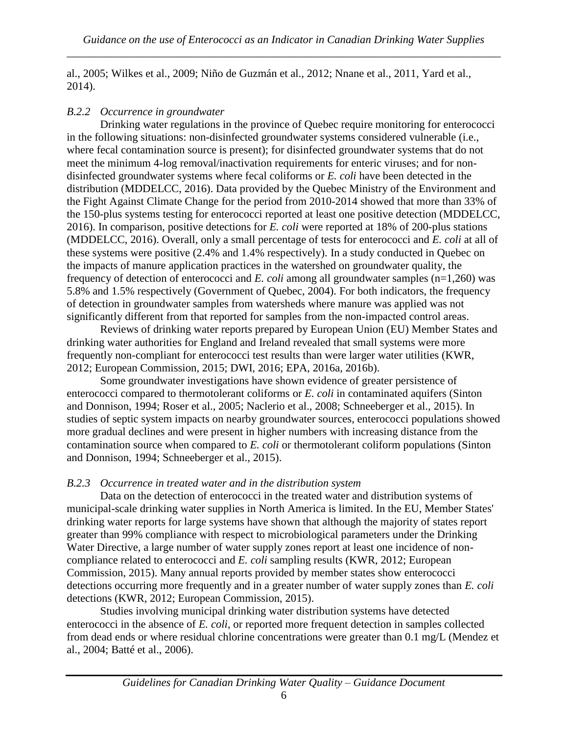al., 2005; Wilkes et al., 2009; Niño de Guzmán et al., 2012; Nnane et al., 2011, Yard et al., 2014).

### *B.2.2 Occurrence in groundwater*

Drinking water regulations in the province of Quebec require monitoring for enterococci in the following situations: non-disinfected groundwater systems considered vulnerable (i.e., where fecal contamination source is present); for disinfected groundwater systems that do not meet the minimum 4-log removal/inactivation requirements for enteric viruses; and for non-disinfected groundwater systems where fecal coliforms or *E. coli* have been detected in the distribution (MDDELCC, 2016). Data provided by the Quebec Ministry of the Environment and the Fight Against Climate Change for the period from 2010-2014 showed that more than 33% of the 150-plus systems testing for enterococci reported at least one positive detection (MDDELCC, 2016). In comparison, positive detections for *E. coli* were reported at 18% of 200-plus stations (MDDELCC, 2016). Overall, only a small percentage of tests for enterococci and *E. coli* at all of these systems were positive (2.4% and 1.4% respectively). In a study conducted in Quebec on the impacts of manure application practices in the watershed on groundwater quality, the frequency of detection of enterococci and *E. coli* among all groundwater samples (n=1,260) was 5.8% and 1.5% respectively (Government of Quebec, 2004). For both indicators, the frequency of detection in groundwater samples from watersheds where manure was applied was not significantly different from that reported for samples from the non-impacted control areas.

Reviews of drinking water reports prepared by European Union (EU) Member States and drinking water authorities for England and Ireland revealed that small systems were more frequently non-compliant for enterococci test results than were larger water utilities (KWR, 2012; European Commission, 2015; DWI, 2016; EPA, 2016a, 2016b).

Some groundwater investigations have shown evidence of greater persistence of enterococci compared to thermotolerant coliforms or *E. coli* in contaminated aquifers (Sinton and Donnison, 1994; Roser et al., 2005; Naclerio et al., 2008; Schneeberger et al., 2015). In studies of septic system impacts on nearby groundwater sources, enterococci populations showed more gradual declines and were present in higher numbers with increasing distance from the contamination source when compared to *E. coli* or thermotolerant coliform populations (Sinton and Donnison, 1994; Schneeberger et al., 2015).

### *B.2.3 Occurrence in treated water and in the distribution system*

Data on the detection of enterococci in the treated water and distribution systems of municipal-scale drinking water supplies in North America is limited. In the EU, Member States' drinking water reports for large systems have shown that although the majority of states report greater than 99% compliance with respect to microbiological parameters under the Drinking Water Directive, a large number of water supply zones report at least one incidence of non-compliance related to enterococci and *E. coli* sampling results (KWR, 2012; European Commission, 2015). Many annual reports provided by member states show enterococci detections occurring more frequently and in a greater number of water supply zones than *E. coli* detections (KWR, 2012; European Commission, 2015).

Studies involving municipal drinking water distribution systems have detected enterococci in the absence of *E. coli*, or reported more frequent detection in samples collected from dead ends or where residual chlorine concentrations were greater than 0.1 mg/L (Mendez et al., 2004; Batté et al., 2006).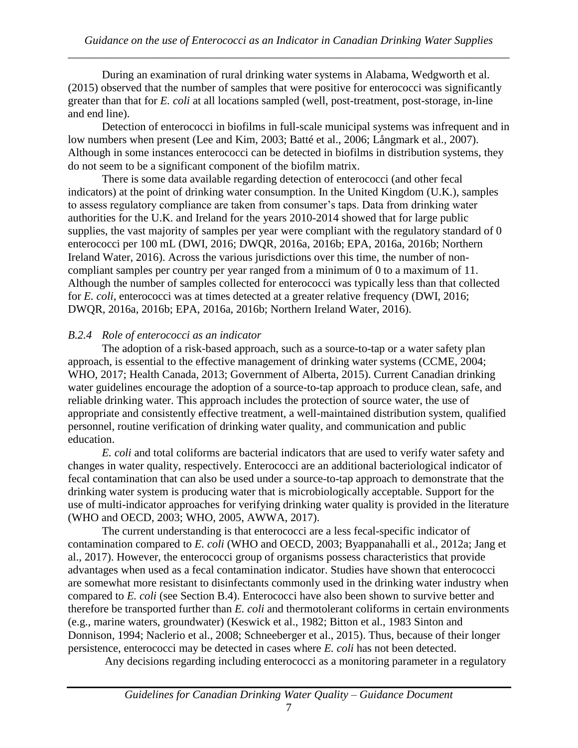During an examination of rural drinking water systems in Alabama, Wedgworth et al. (2015) observed that the number of samples that were positive for enterococci was significantly greater than that for *E. coli* at all locations sampled (well, post-treatment, post-storage, in-line and end line).

Detection of enterococci in biofilms in full-scale municipal systems was infrequent and in low numbers when present (Lee and Kim, 2003; Batté et al., 2006; Långmark et al., 2007). Although in some instances enterococci can be detected in biofilms in distribution systems, they do not seem to be a significant component of the biofilm matrix.

There is some data available regarding detection of enterococci (and other fecal indicators) at the point of drinking water consumption. In the United Kingdom (U.K.), samples to assess regulatory compliance are taken from consumer's taps. Data from drinking water authorities for the U.K. and Ireland for the years 2010-2014 showed that for large public supplies, the vast majority of samples per year were compliant with the regulatory standard of 0 enterococci per 100 mL (DWI, 2016; DWQR, 2016a, 2016b; EPA, 2016a, 2016b; Northern Ireland Water, 2016). Across the various jurisdictions over this time, the number of non-compliant samples per country per year ranged from a minimum of 0 to a maximum of 11. Although the number of samples collected for enterococci was typically less than that collected for *E. coli*, enterococci was at times detected at a greater relative frequency (DWI, 2016; DWQR, 2016a, 2016b; EPA, 2016a, 2016b; Northern Ireland Water, 2016).

### *B.2.4 Role of enterococci as an indicator*

The adoption of a risk-based approach, such as a source-to-tap or a water safety plan approach, is essential to the effective management of drinking water systems (CCME, 2004; WHO, 2017; Health Canada, 2013; Government of Alberta, 2015). Current Canadian drinking water guidelines encourage the adoption of a source-to-tap approach to produce clean, safe, and reliable drinking water. This approach includes the protection of source water, the use of appropriate and consistently effective treatment, a well-maintained distribution system, qualified personnel, routine verification of drinking water quality, and communication and public education.

*E. coli* and total coliforms are bacterial indicators that are used to verify water safety and changes in water quality, respectively. Enterococci are an additional bacteriological indicator of fecal contamination that can also be used under a source-to-tap approach to demonstrate that the drinking water system is producing water that is microbiologically acceptable. Support for the use of multi-indicator approaches for verifying drinking water quality is provided in the literature (WHO and OECD, 2003; WHO, 2005, AWWA, 2017).

The current understanding is that enterococci are a less fecal-specific indicator of contamination compared to *E. coli* (WHO and OECD, 2003; Byappanahalli et al., 2012a; Jang et al., 2017). However, the enterococci group of organisms possess characteristics that provide advantages when used as a fecal contamination indicator. Studies have shown that enterococci are somewhat more resistant to disinfectants commonly used in the drinking water industry when compared to *E. coli* (see Section B.4). Enterococci have also been shown to survive better and therefore be transported further than *E. coli* and thermotolerant coliforms in certain environments (e.g., marine waters, groundwater) (Keswick et al., 1982; Bitton et al., 1983 Sinton and Donnison, 1994; Naclerio et al., 2008; Schneeberger et al., 2015). Thus, because of their longer persistence, enterococci may be detected in cases where *E. coli* has not been detected.

Any decisions regarding including enterococci as a monitoring parameter in a regulatory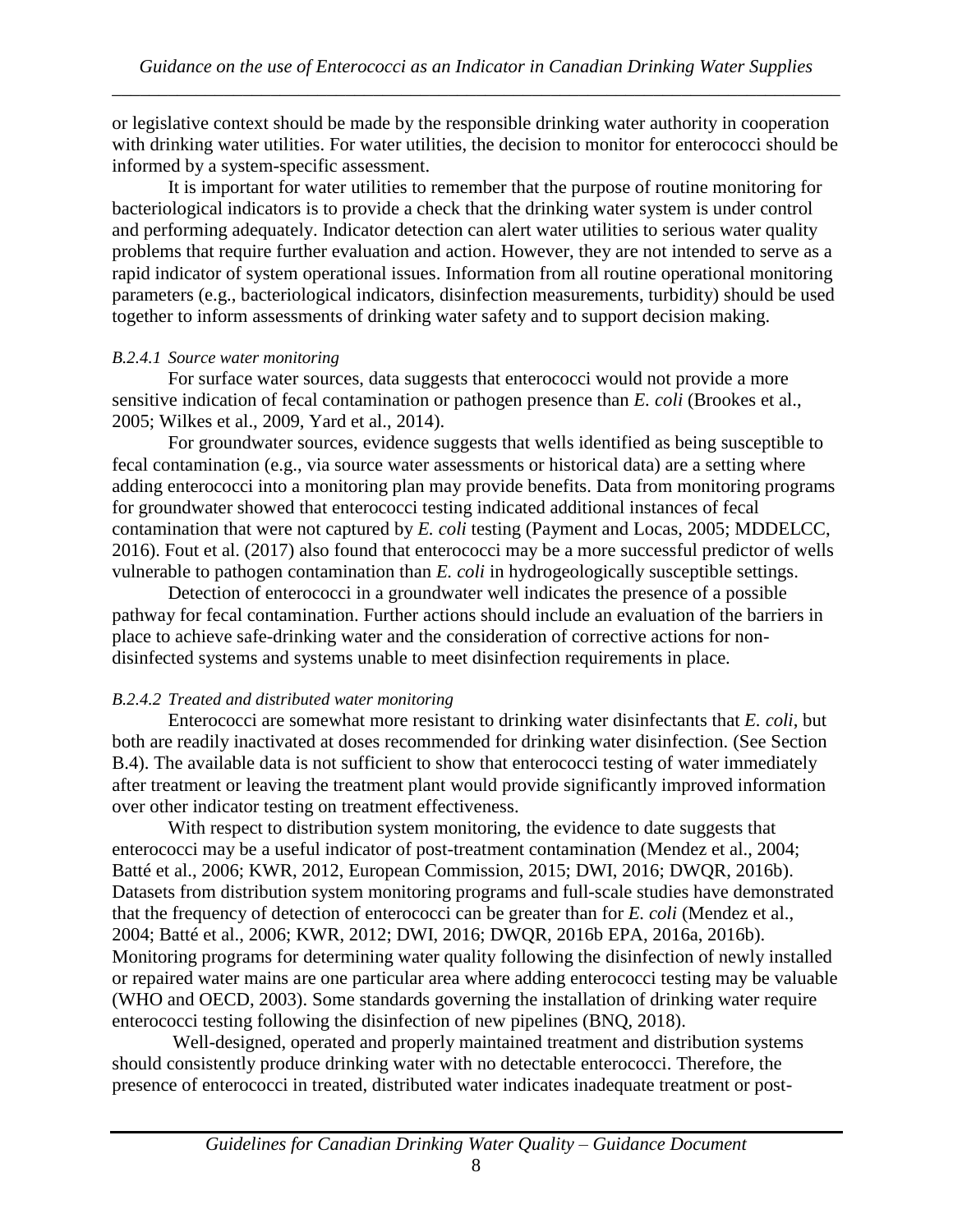or legislative context should be made by the responsible drinking water authority in cooperation with drinking water utilities. For water utilities, the decision to monitor for enterococci should be informed by a system-specific assessment.

It is important for water utilities to remember that the purpose of routine monitoring for bacteriological indicators is to provide a check that the drinking water system is under control and performing adequately. Indicator detection can alert water utilities to serious water quality problems that require further evaluation and action. However, they are not intended to serve as a rapid indicator of system operational issues. Information from all routine operational monitoring parameters (e.g., bacteriological indicators, disinfection measurements, turbidity) should be used together to inform assessments of drinking water safety and to support decision making.

#### *B.2.4.1 Source water monitoring*

For surface water sources, data suggests that enterococci would not provide a more sensitive indication of fecal contamination or pathogen presence than *E. coli* (Brookes et al., 2005; Wilkes et al., 2009, Yard et al., 2014).

For groundwater sources, evidence suggests that wells identified as being susceptible to fecal contamination (e.g., via source water assessments or historical data) are a setting where adding enterococci into a monitoring plan may provide benefits. Data from monitoring programs for groundwater showed that enterococci testing indicated additional instances of fecal contamination that were not captured by *E. coli* testing (Payment and Locas, 2005; MDDELCC, 2016). Fout et al. (2017) also found that enterococci may be a more successful predictor of wells vulnerable to pathogen contamination than *E. coli* in hydrogeologically susceptible settings.

Detection of enterococci in a groundwater well indicates the presence of a possible pathway for fecal contamination. Further actions should include an evaluation of the barriers in place to achieve safe-drinking water and the consideration of corrective actions for non-disinfected systems and systems unable to meet disinfection requirements in place.

#### *B.2.4.2 Treated and distributed water monitoring*

Enterococci are somewhat more resistant to drinking water disinfectants that *E. coli*, but both are readily inactivated at doses recommended for drinking water disinfection. (See Section B.4). The available data is not sufficient to show that enterococci testing of water immediately after treatment or leaving the treatment plant would provide significantly improved information over other indicator testing on treatment effectiveness.

With respect to distribution system monitoring, the evidence to date suggests that enterococci may be a useful indicator of post-treatment contamination (Mendez et al., 2004; Batté et al., 2006; KWR, 2012, European Commission, 2015; DWI, 2016; DWQR, 2016b). Datasets from distribution system monitoring programs and full-scale studies have demonstrated that the frequency of detection of enterococci can be greater than for *E. coli* (Mendez et al., 2004; Batté et al., 2006; KWR, 2012; DWI, 2016; DWQR, 2016b EPA, 2016a, 2016b). Monitoring programs for determining water quality following the disinfection of newly installed or repaired water mains are one particular area where adding enterococci testing may be valuable (WHO and OECD, 2003). Some standards governing the installation of drinking water require enterococci testing following the disinfection of new pipelines (BNQ, 2018).

Well-designed, operated and properly maintained treatment and distribution systems should consistently produce drinking water with no detectable enterococci. Therefore, the presence of enterococci in treated, distributed water indicates inadequate treatment or post-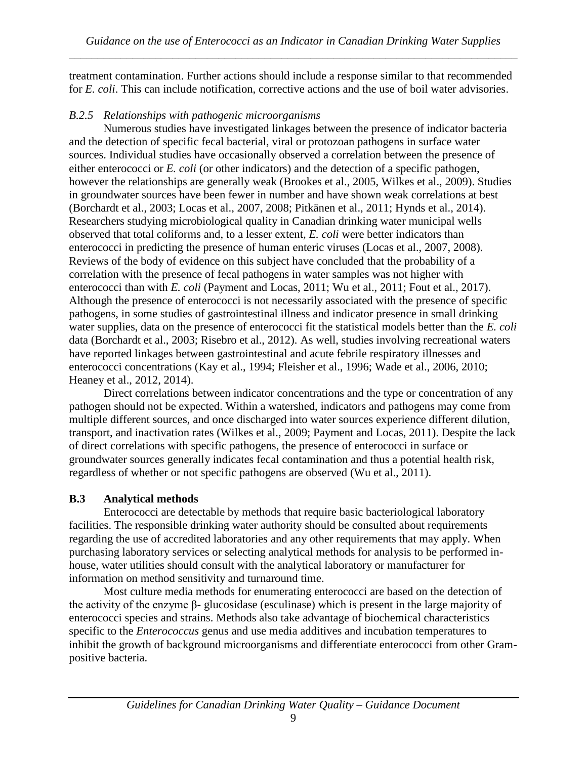treatment contamination. Further actions should include a response similar to that recommended for *E. coli*. This can include notification, corrective actions and the use of boil water advisories.

### *B.2.5 Relationships with pathogenic microorganisms*

Numerous studies have investigated linkages between the presence of indicator bacteria and the detection of specific fecal bacterial, viral or protozoan pathogens in surface water sources. Individual studies have occasionally observed a correlation between the presence of either enterococci or *E. coli* (or other indicators) and the detection of a specific pathogen, however the relationships are generally weak (Brookes et al., 2005, Wilkes et al., 2009). Studies in groundwater sources have been fewer in number and have shown weak correlations at best (Borchardt et al., 2003; Locas et al., 2007, 2008; Pitkänen et al., 2011; Hynds et al., 2014). Researchers studying microbiological quality in Canadian drinking water municipal wells observed that total coliforms and, to a lesser extent, *E. coli* were better indicators than enterococci in predicting the presence of human enteric viruses (Locas et al., 2007, 2008). Reviews of the body of evidence on this subject have concluded that the probability of a correlation with the presence of fecal pathogens in water samples was not higher with enterococci than with *E. coli* (Payment and Locas, 2011; Wu et al., 2011; Fout et al., 2017). Although the presence of enterococci is not necessarily associated with the presence of specific pathogens, in some studies of gastrointestinal illness and indicator presence in small drinking water supplies, data on the presence of enterococci fit the statistical models better than the *E. coli* data (Borchardt et al., 2003; Risebro et al., 2012). As well, studies involving recreational waters have reported linkages between gastrointestinal and acute febrile respiratory illnesses and enterococci concentrations (Kay et al., 1994; Fleisher et al., 1996; Wade et al., 2006, 2010; Heaney et al., 2012, 2014).

Direct correlations between indicator concentrations and the type or concentration of any pathogen should not be expected. Within a watershed, indicators and pathogens may come from multiple different sources, and once discharged into water sources experience different dilution, transport, and inactivation rates (Wilkes et al., 2009; Payment and Locas, 2011). Despite the lack of direct correlations with specific pathogens, the presence of enterococci in surface or groundwater sources generally indicates fecal contamination and thus a potential health risk, regardless of whether or not specific pathogens are observed (Wu et al., 2011).

## B.3 Analytical methods

Enterococci are detectable by methods that require basic bacteriological laboratory facilities. The responsible drinking water authority should be consulted about requirements regarding the use of accredited laboratories and any other requirements that may apply. When purchasing laboratory services or selecting analytical methods for analysis to be performed in-house, water utilities should consult with the analytical laboratory or manufacturer for information on method sensitivity and turnaround time.

Most culture media methods for enumerating enterococci are based on the detection of the activity of the enzyme β- glucosidase (esculinase) which is present in the large majority of enterococci species and strains. Methods also take advantage of biochemical characteristics specific to the *Enterococcus* genus and use media additives and incubation temperatures to inhibit the growth of background microorganisms and differentiate enterococci from other Gram-positive bacteria.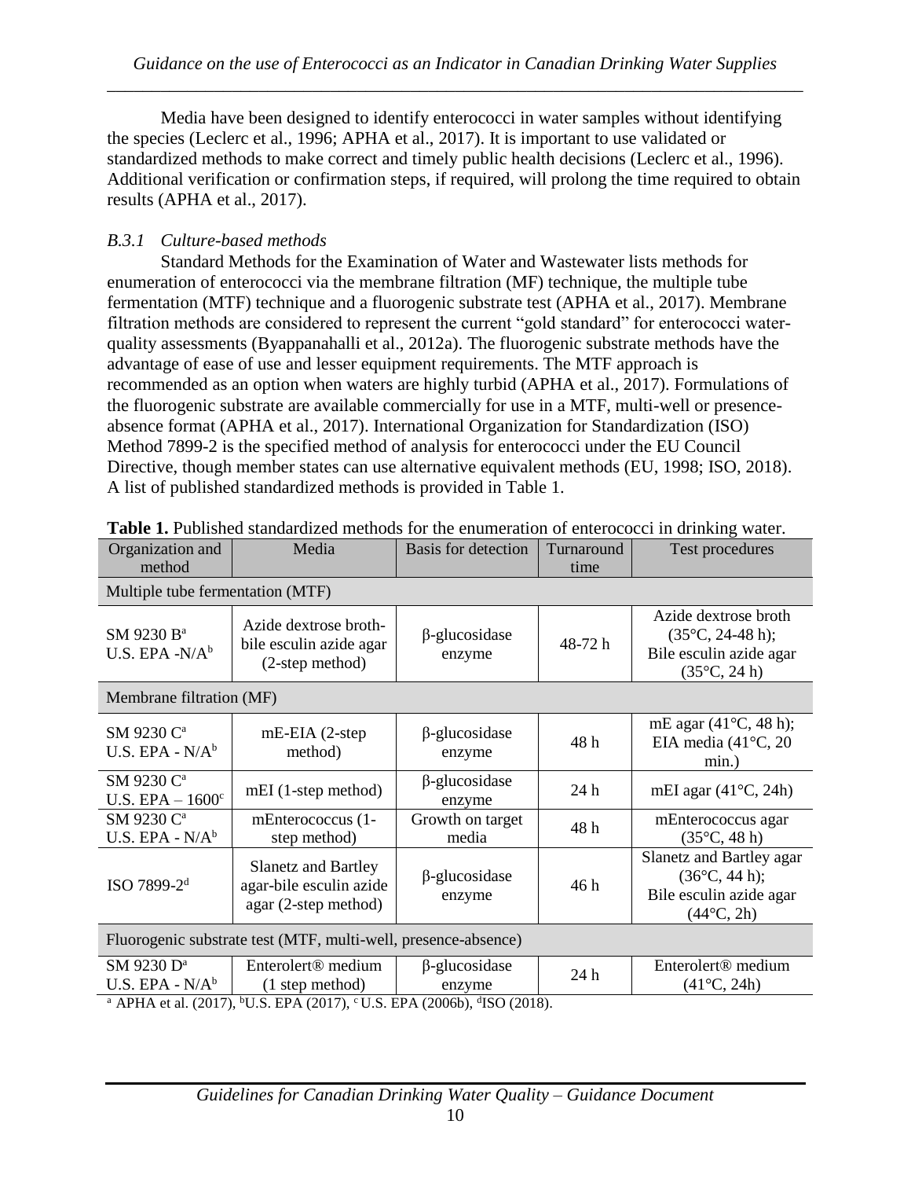Media have been designed to identify enterococci in water samples without identifying the species (Leclerc et al., 1996; APHA et al., 2017). It is important to use validated or standardized methods to make correct and timely public health decisions (Leclerc et al., 1996). Additional verification or confirmation steps, if required, will prolong the time required to obtain results (APHA et al., 2017).

### *B.3.1 Culture-based methods*

Standard Methods for the Examination of Water and Wastewater lists methods for enumeration of enterococci via the membrane filtration (MF) technique, the multiple tube fermentation (MTF) technique and a fluorogenic substrate test (APHA et al., 2017). Membrane filtration methods are considered to represent the current "gold standard" for enterococci water-quality assessments (Byappanahalli et al., 2012a). The fluorogenic substrate methods have the advantage of ease of use and lesser equipment requirements. The MTF approach is recommended as an option when waters are highly turbid (APHA et al., 2017). Formulations of the fluorogenic substrate are available commercially for use in a MTF, multi-well or presence-absence format (APHA et al., 2017). International Organization for Standardization (ISO) Method 7899-2 is the specified method of analysis for enterococci under the EU Council Directive, though member states can use alternative equivalent methods (EU, 1998; ISO, 2018). A list of published standardized methods is provided in Table 1.

**Table 1.** Published standardized methods for the enumeration of enterococci in drinking water.

| Organization and method | Media | Basis for detection | Turnaround time | Test procedures |
|---|---|---|---|---|
| Multiple tube fermentation (MTF) | | | | |
| SM 9230 B[a] U.S. EPA -N/A[b] | Azide dextrose broth-bile esculin azide agar (2-step method) | β-glucosidase enzyme | 48-72 h | Azide dextrose broth (35°C, 24-48 h); Bile esculin azide agar (35°C, 24 h) |
| Membrane filtration (MF) | | | | |
| SM 9230 C[a] U.S. EPA - N/A[b] | mE-EIA (2-step method) | β-glucosidase enzyme | 48 h | mE agar (41°C, 48 h); EIA media (41°C, 20 min.) |
| SM 9230 C[a] U.S. EPA – 1600[c] | mEI (1-step method) | β-glucosidase enzyme | 24 h | mEI agar (41°C, 24h) |
| SM 9230 C[a] U.S. EPA - N/A[b] | mEnterococcus (1-step method) | Growth on target media | 48 h | mEnterococcus agar (35°C, 48 h) |
| ISO 7899-2[d] | Slanetz and Bartley agar-bile esculin azide agar (2-step method) | β-glucosidase enzyme | 46 h | Slanetz and Bartley agar (36°C, 44 h); Bile esculin azide agar (44°C, 2h) |
| Fluorogenic substrate test (MTF, multi-well, presence-absence) | | | | |
| SM 9230 D[a] U.S. EPA - N/A[b] | Enterolert® medium (1 step method) | β-glucosidase enzyme | 24 h | Enterolert® medium (41°C, 24h) |

[a] APHA et al. (2017), [b]U.S. EPA (2017), [c] U.S. EPA (2006b), [d]ISO (2018).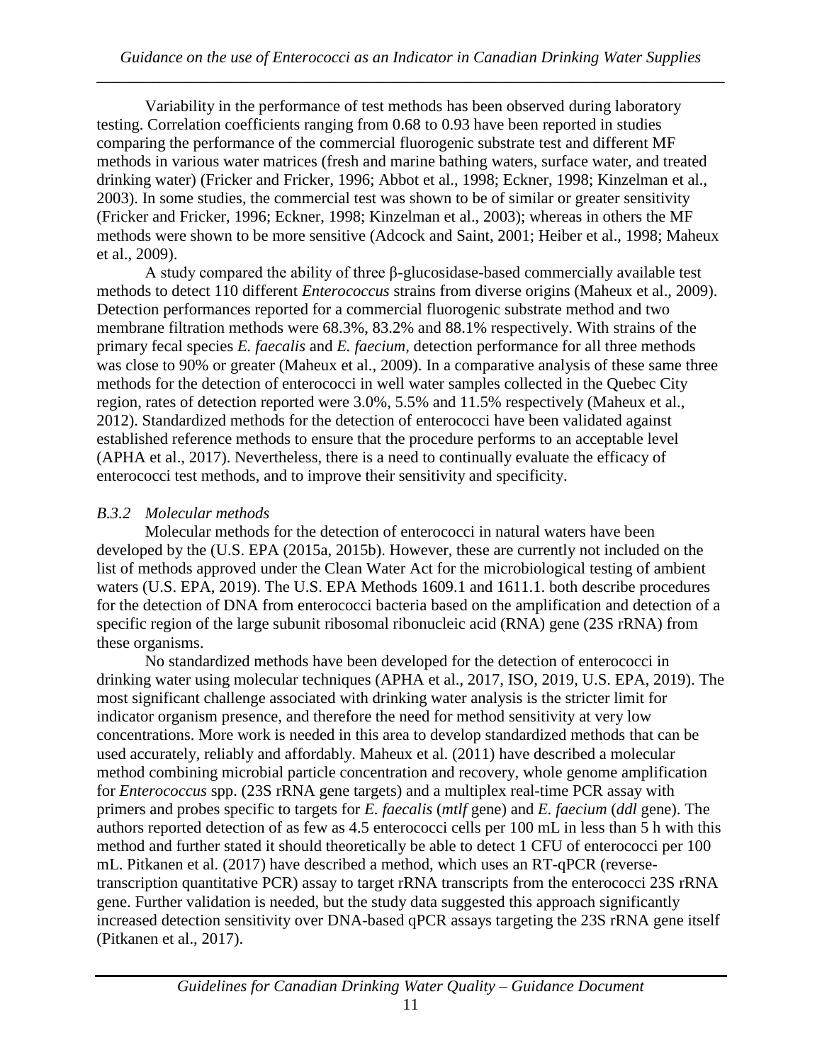Variability in the performance of test methods has been observed during laboratory testing. Correlation coefficients ranging from 0.68 to 0.93 have been reported in studies comparing the performance of the commercial fluorogenic substrate test and different MF methods in various water matrices (fresh and marine bathing waters, surface water, and treated drinking water) (Fricker and Fricker, 1996; Abbot et al., 1998; Eckner, 1998; Kinzelman et al., 2003). In some studies, the commercial test was shown to be of similar or greater sensitivity (Fricker and Fricker, 1996; Eckner, 1998; Kinzelman et al., 2003); whereas in others the MF methods were shown to be more sensitive (Adcock and Saint, 2001; Heiber et al., 1998; Maheux et al., 2009).

A study compared the ability of three β-glucosidase-based commercially available test methods to detect 110 different *Enterococcus* strains from diverse origins (Maheux et al., 2009). Detection performances reported for a commercial fluorogenic substrate method and two membrane filtration methods were 68.3%, 83.2% and 88.1% respectively. With strains of the primary fecal species *E. faecalis* and *E. faecium*, detection performance for all three methods was close to 90% or greater (Maheux et al., 2009). In a comparative analysis of these same three methods for the detection of enterococci in well water samples collected in the Quebec City region, rates of detection reported were 3.0%, 5.5% and 11.5% respectively (Maheux et al., 2012). Standardized methods for the detection of enterococci have been validated against established reference methods to ensure that the procedure performs to an acceptable level (APHA et al., 2017). Nevertheless, there is a need to continually evaluate the efficacy of enterococci test methods, and to improve their sensitivity and specificity.

### *B.3.2 Molecular methods*

Molecular methods for the detection of enterococci in natural waters have been developed by the (U.S. EPA (2015a, 2015b). However, these are currently not included on the list of methods approved under the Clean Water Act for the microbiological testing of ambient waters (U.S. EPA, 2019). The U.S. EPA Methods 1609.1 and 1611.1. both describe procedures for the detection of DNA from enterococci bacteria based on the amplification and detection of a specific region of the large subunit ribosomal ribonucleic acid (RNA) gene (23S rRNA) from these organisms.

No standardized methods have been developed for the detection of enterococci in drinking water using molecular techniques (APHA et al., 2017, ISO, 2019, U.S. EPA, 2019). The most significant challenge associated with drinking water analysis is the stricter limit for indicator organism presence, and therefore the need for method sensitivity at very low concentrations. More work is needed in this area to develop standardized methods that can be used accurately, reliably and affordably. Maheux et al. (2011) have described a molecular method combining microbial particle concentration and recovery, whole genome amplification for *Enterococcus* spp. (23S rRNA gene targets) and a multiplex real-time PCR assay with primers and probes specific to targets for *E. faecalis* (*mtlf* gene) and *E. faecium* (*ddl* gene). The authors reported detection of as few as 4.5 enterococci cells per 100 mL in less than 5 h with this method and further stated it should theoretically be able to detect 1 CFU of enterococci per 100 mL. Pitkanen et al. (2017) have described a method, which uses an RT-qPCR (reverse-transcription quantitative PCR) assay to target rRNA transcripts from the enterococci 23S rRNA gene. Further validation is needed, but the study data suggested this approach significantly increased detection sensitivity over DNA-based qPCR assays targeting the 23S rRNA gene itself (Pitkanen et al., 2017).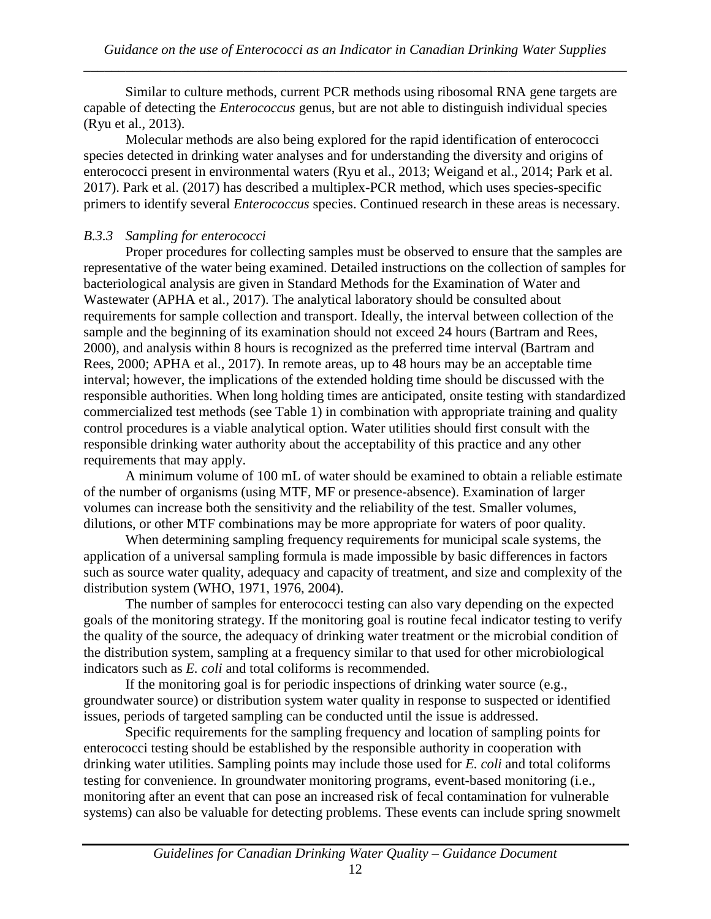Similar to culture methods, current PCR methods using ribosomal RNA gene targets are capable of detecting the *Enterococcus* genus, but are not able to distinguish individual species (Ryu et al., 2013).

Molecular methods are also being explored for the rapid identification of enterococci species detected in drinking water analyses and for understanding the diversity and origins of enterococci present in environmental waters (Ryu et al., 2013; Weigand et al., 2014; Park et al. 2017). Park et al. (2017) has described a multiplex-PCR method, which uses species-specific primers to identify several *Enterococcus* species. Continued research in these areas is necessary.

### *B.3.3 Sampling for enterococci*

Proper procedures for collecting samples must be observed to ensure that the samples are representative of the water being examined. Detailed instructions on the collection of samples for bacteriological analysis are given in Standard Methods for the Examination of Water and Wastewater (APHA et al., 2017). The analytical laboratory should be consulted about requirements for sample collection and transport. Ideally, the interval between collection of the sample and the beginning of its examination should not exceed 24 hours (Bartram and Rees, 2000), and analysis within 8 hours is recognized as the preferred time interval (Bartram and Rees, 2000; APHA et al., 2017). In remote areas, up to 48 hours may be an acceptable time interval; however, the implications of the extended holding time should be discussed with the responsible authorities. When long holding times are anticipated, onsite testing with standardized commercialized test methods (see Table 1) in combination with appropriate training and quality control procedures is a viable analytical option. Water utilities should first consult with the responsible drinking water authority about the acceptability of this practice and any other requirements that may apply.

A minimum volume of 100 mL of water should be examined to obtain a reliable estimate of the number of organisms (using MTF, MF or presence-absence). Examination of larger volumes can increase both the sensitivity and the reliability of the test. Smaller volumes, dilutions, or other MTF combinations may be more appropriate for waters of poor quality.

When determining sampling frequency requirements for municipal scale systems, the application of a universal sampling formula is made impossible by basic differences in factors such as source water quality, adequacy and capacity of treatment, and size and complexity of the distribution system (WHO, 1971, 1976, 2004).

The number of samples for enterococci testing can also vary depending on the expected goals of the monitoring strategy. If the monitoring goal is routine fecal indicator testing to verify the quality of the source, the adequacy of drinking water treatment or the microbial condition of the distribution system, sampling at a frequency similar to that used for other microbiological indicators such as *E. coli* and total coliforms is recommended.

If the monitoring goal is for periodic inspections of drinking water source (e.g., groundwater source) or distribution system water quality in response to suspected or identified issues, periods of targeted sampling can be conducted until the issue is addressed.

Specific requirements for the sampling frequency and location of sampling points for enterococci testing should be established by the responsible authority in cooperation with drinking water utilities. Sampling points may include those used for *E. coli* and total coliforms testing for convenience. In groundwater monitoring programs, event-based monitoring (i.e., monitoring after an event that can pose an increased risk of fecal contamination for vulnerable systems) can also be valuable for detecting problems. These events can include spring snowmelt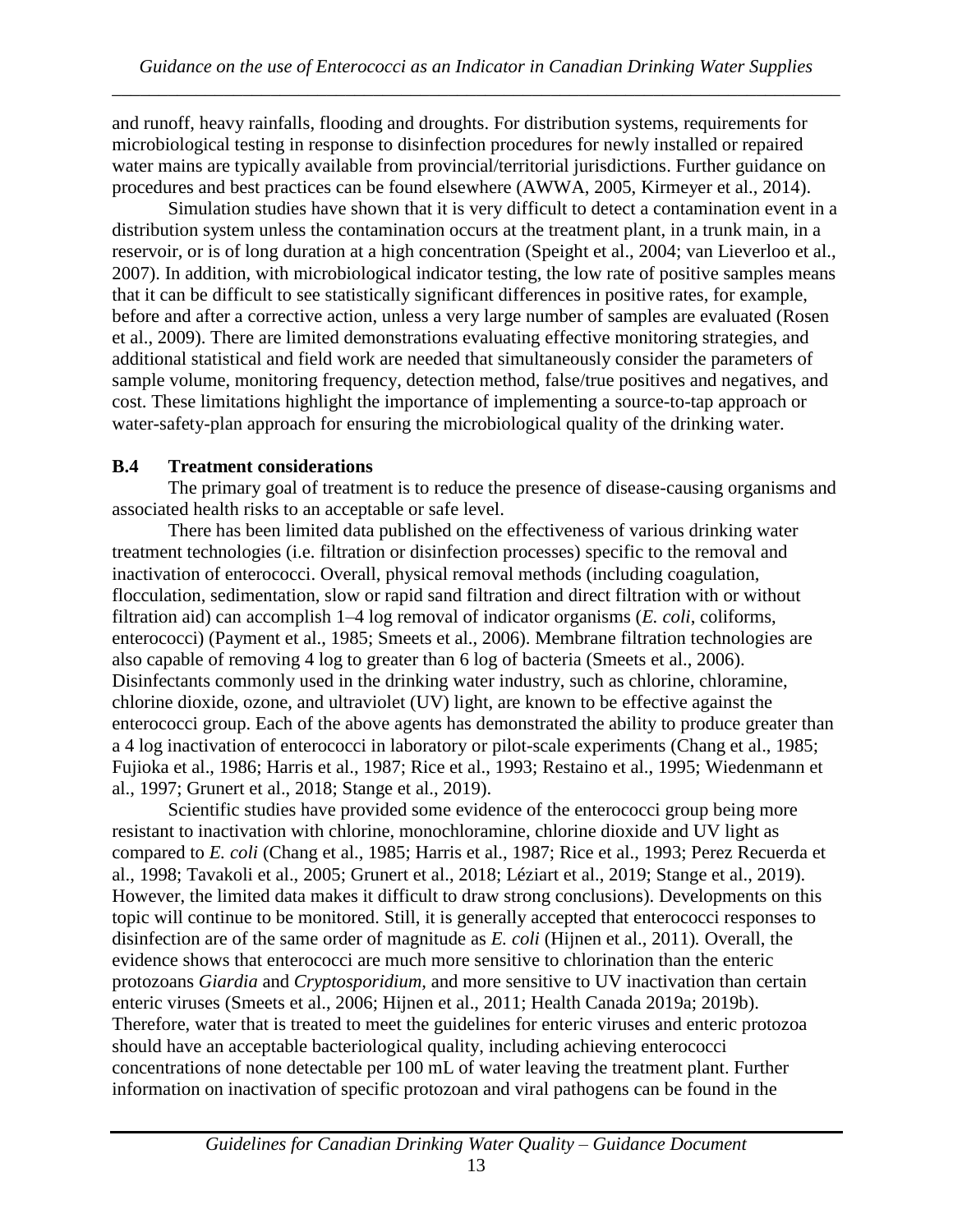and runoff, heavy rainfalls, flooding and droughts. For distribution systems, requirements for microbiological testing in response to disinfection procedures for newly installed or repaired water mains are typically available from provincial/territorial jurisdictions. Further guidance on procedures and best practices can be found elsewhere (AWWA, 2005, Kirmeyer et al., 2014).

Simulation studies have shown that it is very difficult to detect a contamination event in a distribution system unless the contamination occurs at the treatment plant, in a trunk main, in a reservoir, or is of long duration at a high concentration (Speight et al., 2004; van Lieverloo et al., 2007). In addition, with microbiological indicator testing, the low rate of positive samples means that it can be difficult to see statistically significant differences in positive rates, for example, before and after a corrective action, unless a very large number of samples are evaluated (Rosen et al., 2009). There are limited demonstrations evaluating effective monitoring strategies, and additional statistical and field work are needed that simultaneously consider the parameters of sample volume, monitoring frequency, detection method, false/true positives and negatives, and cost. These limitations highlight the importance of implementing a source-to-tap approach or water-safety-plan approach for ensuring the microbiological quality of the drinking water.

### B.4 Treatment considerations

The primary goal of treatment is to reduce the presence of disease-causing organisms and associated health risks to an acceptable or safe level.

There has been limited data published on the effectiveness of various drinking water treatment technologies (i.e. filtration or disinfection processes) specific to the removal and inactivation of enterococci. Overall, physical removal methods (including coagulation, flocculation, sedimentation, slow or rapid sand filtration and direct filtration with or without filtration aid) can accomplish 1–4 log removal of indicator organisms (*E. coli*, coliforms, enterococci) (Payment et al., 1985; Smeets et al., 2006). Membrane filtration technologies are also capable of removing 4 log to greater than 6 log of bacteria (Smeets et al., 2006). Disinfectants commonly used in the drinking water industry, such as chlorine, chloramine, chlorine dioxide, ozone, and ultraviolet (UV) light, are known to be effective against the enterococci group. Each of the above agents has demonstrated the ability to produce greater than a 4 log inactivation of enterococci in laboratory or pilot-scale experiments (Chang et al., 1985; Fujioka et al., 1986; Harris et al., 1987; Rice et al., 1993; Restaino et al., 1995; Wiedenmann et al., 1997; Grunert et al., 2018; Stange et al., 2019).

Scientific studies have provided some evidence of the enterococci group being more resistant to inactivation with chlorine, monochloramine, chlorine dioxide and UV light as compared to *E. coli* (Chang et al., 1985; Harris et al., 1987; Rice et al., 1993; Perez Recuerda et al., 1998; Tavakoli et al., 2005; Grunert et al., 2018; Léziart et al., 2019; Stange et al., 2019). However, the limited data makes it difficult to draw strong conclusions). Developments on this topic will continue to be monitored. Still, it is generally accepted that enterococci responses to disinfection are of the same order of magnitude as *E. coli* (Hijnen et al., 2011). Overall, the evidence shows that enterococci are much more sensitive to chlorination than the enteric protozoans *Giardia* and *Cryptosporidium*, and more sensitive to UV inactivation than certain enteric viruses (Smeets et al., 2006; Hijnen et al., 2011; Health Canada 2019a; 2019b). Therefore, water that is treated to meet the guidelines for enteric viruses and enteric protozoa should have an acceptable bacteriological quality, including achieving enterococci concentrations of none detectable per 100 mL of water leaving the treatment plant. Further information on inactivation of specific protozoan and viral pathogens can be found in the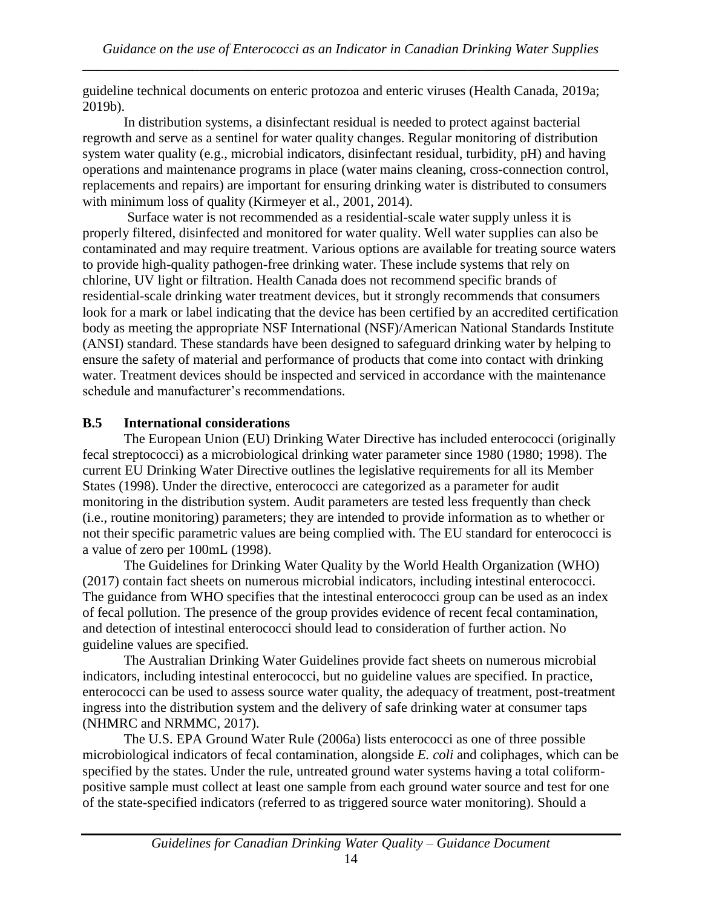guideline technical documents on enteric protozoa and enteric viruses (Health Canada, 2019a; 2019b).

In distribution systems, a disinfectant residual is needed to protect against bacterial regrowth and serve as a sentinel for water quality changes. Regular monitoring of distribution system water quality (e.g., microbial indicators, disinfectant residual, turbidity, pH) and having operations and maintenance programs in place (water mains cleaning, cross-connection control, replacements and repairs) are important for ensuring drinking water is distributed to consumers with minimum loss of quality (Kirmeyer et al., 2001, 2014).

Surface water is not recommended as a residential-scale water supply unless it is properly filtered, disinfected and monitored for water quality. Well water supplies can also be contaminated and may require treatment. Various options are available for treating source waters to provide high-quality pathogen-free drinking water. These include systems that rely on chlorine, UV light or filtration. Health Canada does not recommend specific brands of residential-scale drinking water treatment devices, but it strongly recommends that consumers look for a mark or label indicating that the device has been certified by an accredited certification body as meeting the appropriate NSF International (NSF)/American National Standards Institute (ANSI) standard. These standards have been designed to safeguard drinking water by helping to ensure the safety of material and performance of products that come into contact with drinking water. Treatment devices should be inspected and serviced in accordance with the maintenance schedule and manufacturer's recommendations.

## B.5 International considerations

The European Union (EU) Drinking Water Directive has included enterococci (originally fecal streptococci) as a microbiological drinking water parameter since 1980 (1980; 1998). The current EU Drinking Water Directive outlines the legislative requirements for all its Member States (1998). Under the directive, enterococci are categorized as a parameter for audit monitoring in the distribution system. Audit parameters are tested less frequently than check (i.e., routine monitoring) parameters; they are intended to provide information as to whether or not their specific parametric values are being complied with. The EU standard for enterococci is a value of zero per 100mL (1998).

The Guidelines for Drinking Water Quality by the World Health Organization (WHO) (2017) contain fact sheets on numerous microbial indicators, including intestinal enterococci. The guidance from WHO specifies that the intestinal enterococci group can be used as an index of fecal pollution. The presence of the group provides evidence of recent fecal contamination, and detection of intestinal enterococci should lead to consideration of further action. No guideline values are specified.

The Australian Drinking Water Guidelines provide fact sheets on numerous microbial indicators, including intestinal enterococci, but no guideline values are specified. In practice, enterococci can be used to assess source water quality, the adequacy of treatment, post-treatment ingress into the distribution system and the delivery of safe drinking water at consumer taps (NHMRC and NRMMC, 2017).

The U.S. EPA Ground Water Rule (2006a) lists enterococci as one of three possible microbiological indicators of fecal contamination, alongside *E. coli* and coliphages, which can be specified by the states. Under the rule, untreated ground water systems having a total coliform-positive sample must collect at least one sample from each ground water source and test for one of the state-specified indicators (referred to as triggered source water monitoring). Should a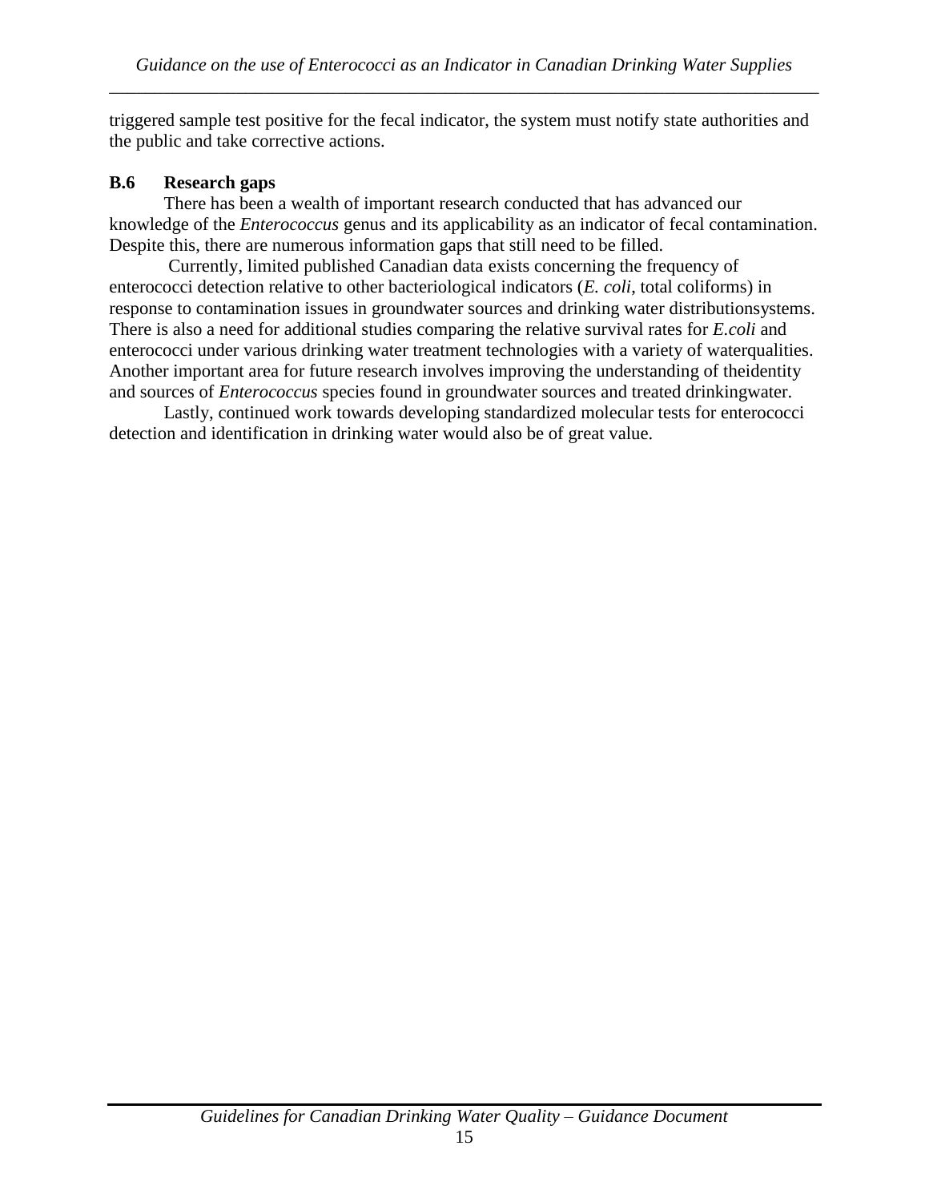triggered sample test positive for the fecal indicator, the system must notify state authorities and the public and take corrective actions.

### B.6 Research gaps

There has been a wealth of important research conducted that has advanced our knowledge of the *Enterococcus* genus and its applicability as an indicator of fecal contamination. Despite this, there are numerous information gaps that still need to be filled.

Currently, limited published Canadian data exists concerning the frequency of enterococci detection relative to other bacteriological indicators (*E. coli*, total coliforms) in response to contamination issues in groundwater sources and drinking water distributionsystems. There is also a need for additional studies comparing the relative survival rates for *E.coli* and enterococci under various drinking water treatment technologies with a variety of waterqualities. Another important area for future research involves improving the understanding of theidentity and sources of *Enterococcus* species found in groundwater sources and treated drinkingwater.

Lastly, continued work towards developing standardized molecular tests for enterococci detection and identification in drinking water would also be of great value.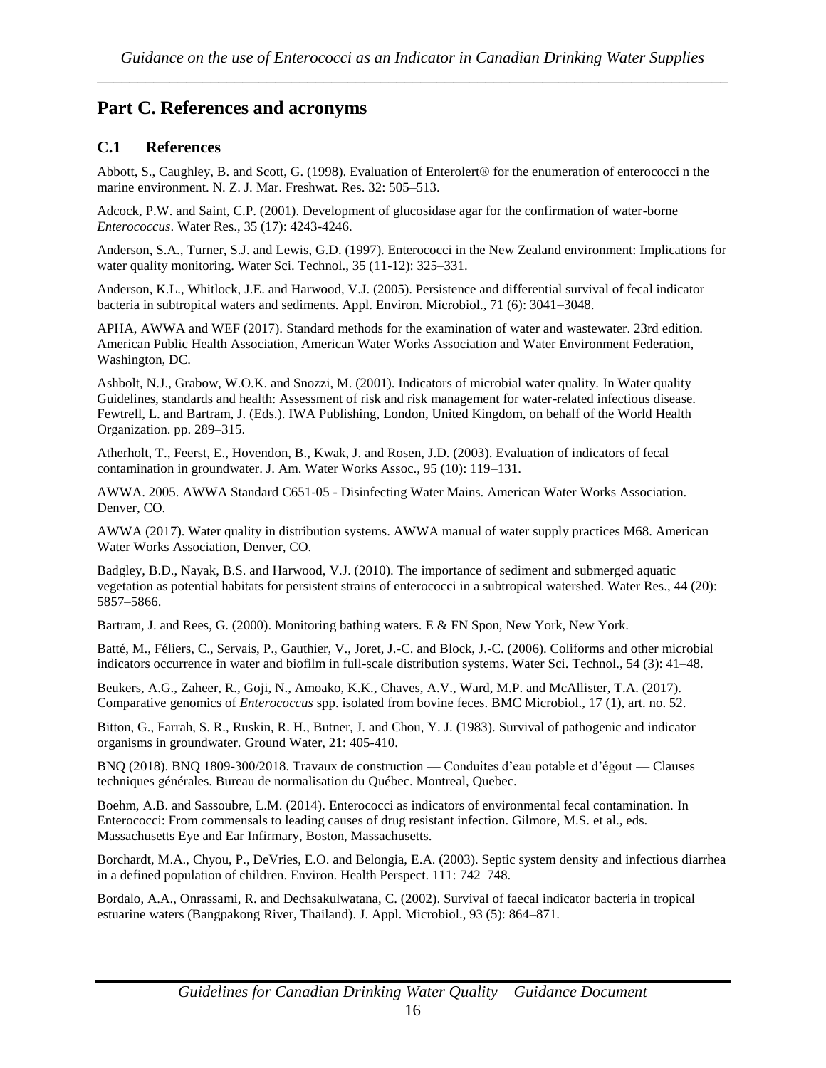## Part C. References and acronyms

### C.1 References

Abbott, S., Caughley, B. and Scott, G. (1998). Evaluation of Enterolert® for the enumeration of enterococci n the marine environment. N. Z. J. Mar. Freshwat. Res. 32: 505–513.

Adcock, P.W. and Saint, C.P. (2001). Development of glucosidase agar for the confirmation of water-borne *Enterococcus*. Water Res., 35 (17): 4243-4246.

Anderson, S.A., Turner, S.J. and Lewis, G.D. (1997). Enterococci in the New Zealand environment: Implications for water quality monitoring. Water Sci. Technol., 35 (11-12): 325–331.

Anderson, K.L., Whitlock, J.E. and Harwood, V.J. (2005). Persistence and differential survival of fecal indicator bacteria in subtropical waters and sediments. Appl. Environ. Microbiol., 71 (6): 3041–3048.

APHA, AWWA and WEF (2017). Standard methods for the examination of water and wastewater. 23rd edition. American Public Health Association, American Water Works Association and Water Environment Federation, Washington, DC.

Ashbolt, N.J., Grabow, W.O.K. and Snozzi, M. (2001). Indicators of microbial water quality. In Water quality—Guidelines, standards and health: Assessment of risk and risk management for water-related infectious disease. Fewtrell, L. and Bartram, J. (Eds.). IWA Publishing, London, United Kingdom, on behalf of the World Health Organization. pp. 289–315.

Atherholt, T., Feerst, E., Hovendon, B., Kwak, J. and Rosen, J.D. (2003). Evaluation of indicators of fecal contamination in groundwater. J. Am. Water Works Assoc., 95 (10): 119–131.

AWWA. 2005. AWWA Standard C651-05 - Disinfecting Water Mains. American Water Works Association. Denver, CO.

AWWA (2017). Water quality in distribution systems. AWWA manual of water supply practices M68. American Water Works Association, Denver, CO.

Badgley, B.D., Nayak, B.S. and Harwood, V.J. (2010). The importance of sediment and submerged aquatic vegetation as potential habitats for persistent strains of enterococci in a subtropical watershed. Water Res., 44 (20): 5857–5866.

Bartram, J. and Rees, G. (2000). Monitoring bathing waters. E & FN Spon, New York, New York.

Batté, M., Féliers, C., Servais, P., Gauthier, V., Joret, J.-C. and Block, J.-C. (2006). Coliforms and other microbial indicators occurrence in water and biofilm in full-scale distribution systems. Water Sci. Technol., 54 (3): 41–48.

Beukers, A.G., Zaheer, R., Goji, N., Amoako, K.K., Chaves, A.V., Ward, M.P. and McAllister, T.A. (2017). Comparative genomics of *Enterococcus* spp. isolated from bovine feces. BMC Microbiol., 17 (1), art. no. 52.

Bitton, G., Farrah, S. R., Ruskin, R. H., Butner, J. and Chou, Y. J. (1983). Survival of pathogenic and indicator organisms in groundwater. Ground Water, 21: 405-410.

BNQ (2018). BNQ 1809-300/2018. Travaux de construction — Conduites d'eau potable et d'égout — Clauses techniques générales. Bureau de normalisation du Québec. Montreal, Quebec.

Boehm, A.B. and Sassoubre, L.M. (2014). Enterococci as indicators of environmental fecal contamination. In Enterococci: From commensals to leading causes of drug resistant infection. Gilmore, M.S. et al., eds. Massachusetts Eye and Ear Infirmary, Boston, Massachusetts.

Borchardt, M.A., Chyou, P., DeVries, E.O. and Belongia, E.A. (2003). Septic system density and infectious diarrhea in a defined population of children. Environ. Health Perspect. 111: 742–748.

Bordalo, A.A., Onrassami, R. and Dechsakulwatana, C. (2002). Survival of faecal indicator bacteria in tropical estuarine waters (Bangpakong River, Thailand). J. Appl. Microbiol., 93 (5): 864–871.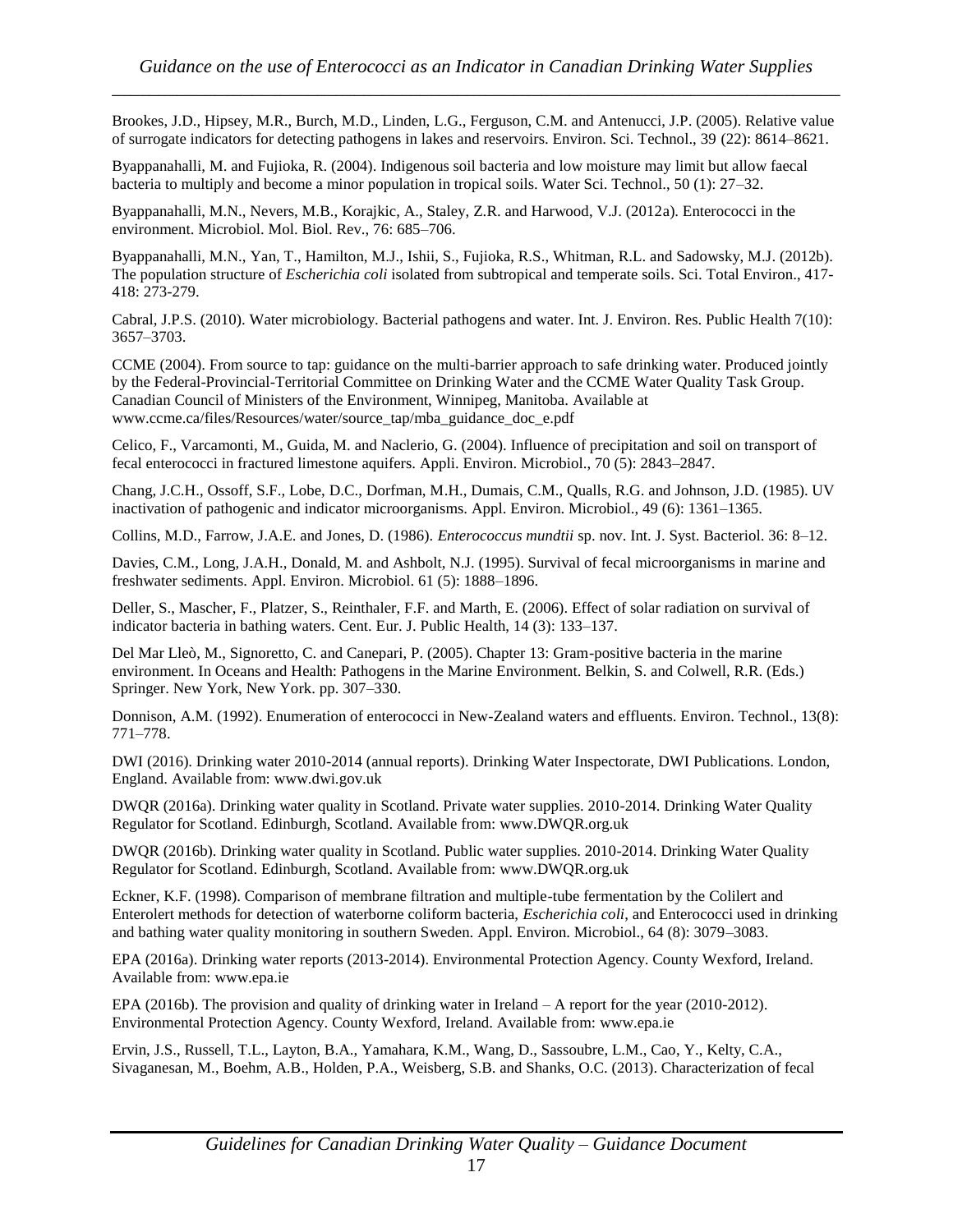Brookes, J.D., Hipsey, M.R., Burch, M.D., Linden, L.G., Ferguson, C.M. and Antenucci, J.P. (2005). Relative value of surrogate indicators for detecting pathogens in lakes and reservoirs. Environ. Sci. Technol., 39 (22): 8614–8621.

Byappanahalli, M. and Fujioka, R. (2004). Indigenous soil bacteria and low moisture may limit but allow faecal bacteria to multiply and become a minor population in tropical soils. Water Sci. Technol., 50 (1): 27–32.

Byappanahalli, M.N., Nevers, M.B., Korajkic, A., Staley, Z.R. and Harwood, V.J. (2012a). Enterococci in the environment. Microbiol. Mol. Biol. Rev., 76: 685–706.

Byappanahalli, M.N., Yan, T., Hamilton, M.J., Ishii, S., Fujioka, R.S., Whitman, R.L. and Sadowsky, M.J. (2012b). The population structure of *Escherichia coli* isolated from subtropical and temperate soils. Sci. Total Environ., 417-418: 273-279.

Cabral, J.P.S. (2010). Water microbiology. Bacterial pathogens and water. Int. J. Environ. Res. Public Health 7(10): 3657–3703.

CCME (2004). From source to tap: guidance on the multi-barrier approach to safe drinking water. Produced jointly by the Federal-Provincial-Territorial Committee on Drinking Water and the CCME Water Quality Task Group. Canadian Council of Ministers of the Environment, Winnipeg, Manitoba. Available at www.ccme.ca/files/Resources/water/source_tap/mba_guidance_doc_e.pdf

Celico, F., Varcamonti, M., Guida, M. and Naclerio, G. (2004). Influence of precipitation and soil on transport of fecal enterococci in fractured limestone aquifers. Appli. Environ. Microbiol., 70 (5): 2843–2847.

Chang, J.C.H., Ossoff, S.F., Lobe, D.C., Dorfman, M.H., Dumais, C.M., Qualls, R.G. and Johnson, J.D. (1985). UV inactivation of pathogenic and indicator microorganisms. Appl. Environ. Microbiol., 49 (6): 1361–1365.

Collins, M.D., Farrow, J.A.E. and Jones, D. (1986). *Enterococcus mundtii* sp. nov. Int. J. Syst. Bacteriol. 36: 8–12.

Davies, C.M., Long, J.A.H., Donald, M. and Ashbolt, N.J. (1995). Survival of fecal microorganisms in marine and freshwater sediments. Appl. Environ. Microbiol. 61 (5): 1888–1896.

Deller, S., Mascher, F., Platzer, S., Reinthaler, F.F. and Marth, E. (2006). Effect of solar radiation on survival of indicator bacteria in bathing waters. Cent. Eur. J. Public Health, 14 (3): 133–137.

Del Mar Lleò, M., Signoretto, C. and Canepari, P. (2005). Chapter 13: Gram-positive bacteria in the marine environment. In Oceans and Health: Pathogens in the Marine Environment. Belkin, S. and Colwell, R.R. (Eds.) Springer. New York, New York. pp. 307–330.

Donnison, A.M. (1992). Enumeration of enterococci in New-Zealand waters and effluents. Environ. Technol., 13(8): 771–778.

DWI (2016). Drinking water 2010-2014 (annual reports). Drinking Water Inspectorate, DWI Publications. London, England. Available from: www.dwi.gov.uk

DWQR (2016a). Drinking water quality in Scotland. Private water supplies. 2010-2014. Drinking Water Quality Regulator for Scotland. Edinburgh, Scotland. Available from: www.DWQR.org.uk

DWQR (2016b). Drinking water quality in Scotland. Public water supplies. 2010-2014. Drinking Water Quality Regulator for Scotland. Edinburgh, Scotland. Available from: www.DWQR.org.uk

Eckner, K.F. (1998). Comparison of membrane filtration and multiple-tube fermentation by the Colilert and Enterolert methods for detection of waterborne coliform bacteria, *Escherichia coli*, and Enterococci used in drinking and bathing water quality monitoring in southern Sweden. Appl. Environ. Microbiol., 64 (8): 3079–3083.

EPA (2016a). Drinking water reports (2013-2014). Environmental Protection Agency. County Wexford, Ireland. Available from: www.epa.ie

EPA (2016b). The provision and quality of drinking water in Ireland – A report for the year (2010-2012). Environmental Protection Agency. County Wexford, Ireland. Available from: www.epa.ie

Ervin, J.S., Russell, T.L., Layton, B.A., Yamahara, K.M., Wang, D., Sassoubre, L.M., Cao, Y., Kelty, C.A., Sivaganesan, M., Boehm, A.B., Holden, P.A., Weisberg, S.B. and Shanks, O.C. (2013). Characterization of fecal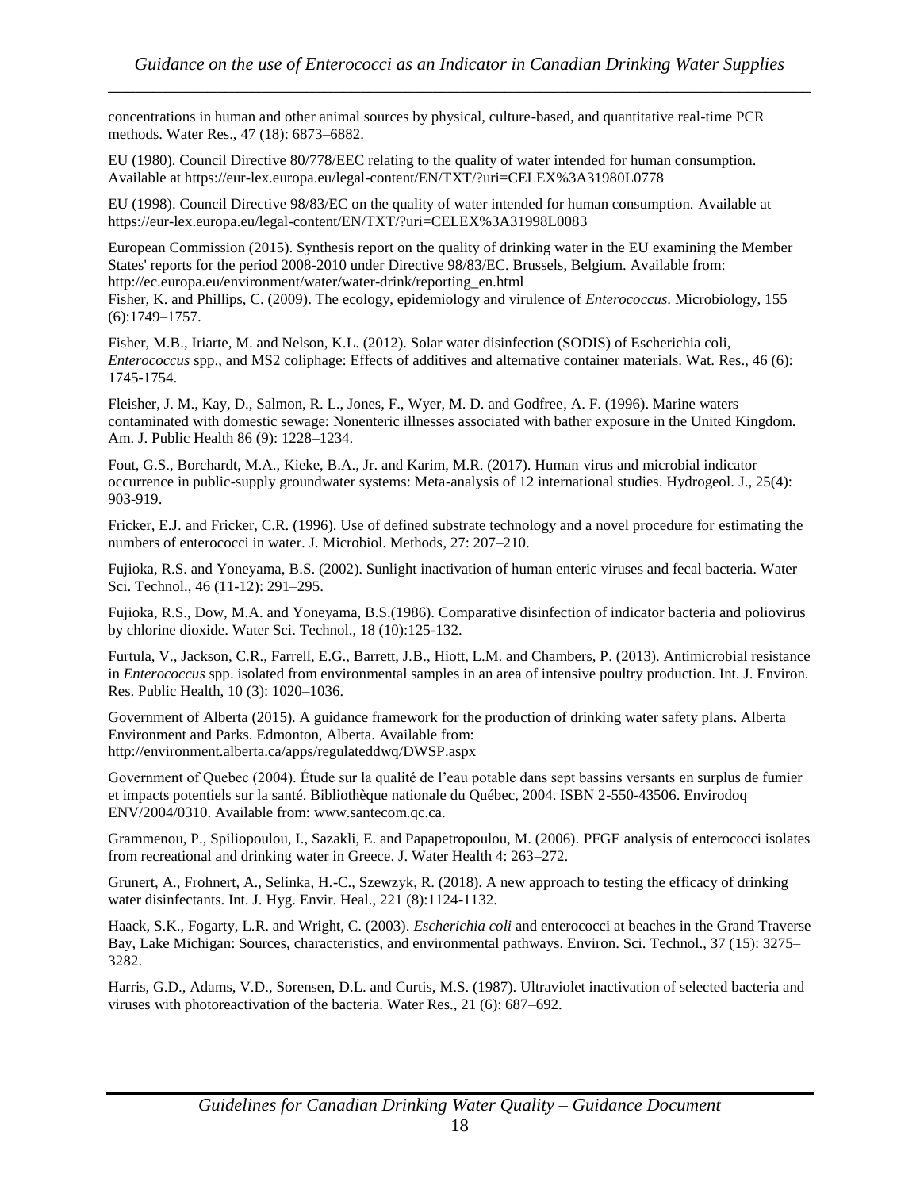concentrations in human and other animal sources by physical, culture-based, and quantitative real-time PCR methods. Water Res., 47 (18): 6873–6882.

EU (1980). Council Directive 80/778/EEC relating to the quality of water intended for human consumption. Available at https://eur-lex.europa.eu/legal-content/EN/TXT/?uri=CELEX%3A31980L0778

EU (1998). Council Directive 98/83/EC on the quality of water intended for human consumption. Available at https://eur-lex.europa.eu/legal-content/EN/TXT/?uri=CELEX%3A31998L0083

European Commission (2015). Synthesis report on the quality of drinking water in the EU examining the Member States' reports for the period 2008-2010 under Directive 98/83/EC. Brussels, Belgium. Available from: http://ec.europa.eu/environment/water/water-drink/reporting_en.html

Fisher, K. and Phillips, C. (2009). The ecology, epidemiology and virulence of *Enterococcus*. Microbiology, 155 (6):1749–1757.

Fisher, M.B., Iriarte, M. and Nelson, K.L. (2012). Solar water disinfection (SODIS) of Escherichia coli, *Enterococcus* spp., and MS2 coliphage: Effects of additives and alternative container materials. Wat. Res., 46 (6): 1745-1754.

Fleisher, J. M., Kay, D., Salmon, R. L., Jones, F., Wyer, M. D. and Godfree, A. F. (1996). Marine waters contaminated with domestic sewage: Nonenteric illnesses associated with bather exposure in the United Kingdom. Am. J. Public Health 86 (9): 1228–1234.

Fout, G.S., Borchardt, M.A., Kieke, B.A., Jr. and Karim, M.R. (2017). Human virus and microbial indicator occurrence in public-supply groundwater systems: Meta-analysis of 12 international studies. Hydrogeol. J., 25(4): 903-919.

Fricker, E.J. and Fricker, C.R. (1996). Use of defined substrate technology and a novel procedure for estimating the numbers of enterococci in water. J. Microbiol. Methods, 27: 207–210.

Fujioka, R.S. and Yoneyama, B.S. (2002). Sunlight inactivation of human enteric viruses and fecal bacteria. Water Sci. Technol., 46 (11-12): 291–295.

Fujioka, R.S., Dow, M.A. and Yoneyama, B.S.(1986). Comparative disinfection of indicator bacteria and poliovirus by chlorine dioxide. Water Sci. Technol., 18 (10):125-132.

Furtula, V., Jackson, C.R., Farrell, E.G., Barrett, J.B., Hiott, L.M. and Chambers, P. (2013). Antimicrobial resistance in *Enterococcus* spp. isolated from environmental samples in an area of intensive poultry production. Int. J. Environ. Res. Public Health, 10 (3): 1020–1036.

Government of Alberta (2015). A guidance framework for the production of drinking water safety plans. Alberta Environment and Parks. Edmonton, Alberta. Available from: http://environment.alberta.ca/apps/regulateddwq/DWSP.aspx

Government of Quebec (2004). Étude sur la qualité de l'eau potable dans sept bassins versants en surplus de fumier et impacts potentiels sur la santé. Bibliothèque nationale du Québec, 2004. ISBN 2-550-43506. Envirodoq ENV/2004/0310. Available from: www.santecom.qc.ca.

Grammenou, P., Spiliopoulou, I., Sazakli, E. and Papapetropoulou, M. (2006). PFGE analysis of enterococci isolates from recreational and drinking water in Greece. J. Water Health 4: 263–272.

Grunert, A., Frohnert, A., Selinka, H.-C., Szewzyk, R. (2018). A new approach to testing the efficacy of drinking water disinfectants. Int. J. Hyg. Envir. Heal., 221 (8):1124-1132.

Haack, S.K., Fogarty, L.R. and Wright, C. (2003). *Escherichia coli* and enterococci at beaches in the Grand Traverse Bay, Lake Michigan: Sources, characteristics, and environmental pathways. Environ. Sci. Technol., 37 (15): 3275–3282.

Harris, G.D., Adams, V.D., Sorensen, D.L. and Curtis, M.S. (1987). Ultraviolet inactivation of selected bacteria and viruses with photoreactivation of the bacteria. Water Res., 21 (6): 687–692.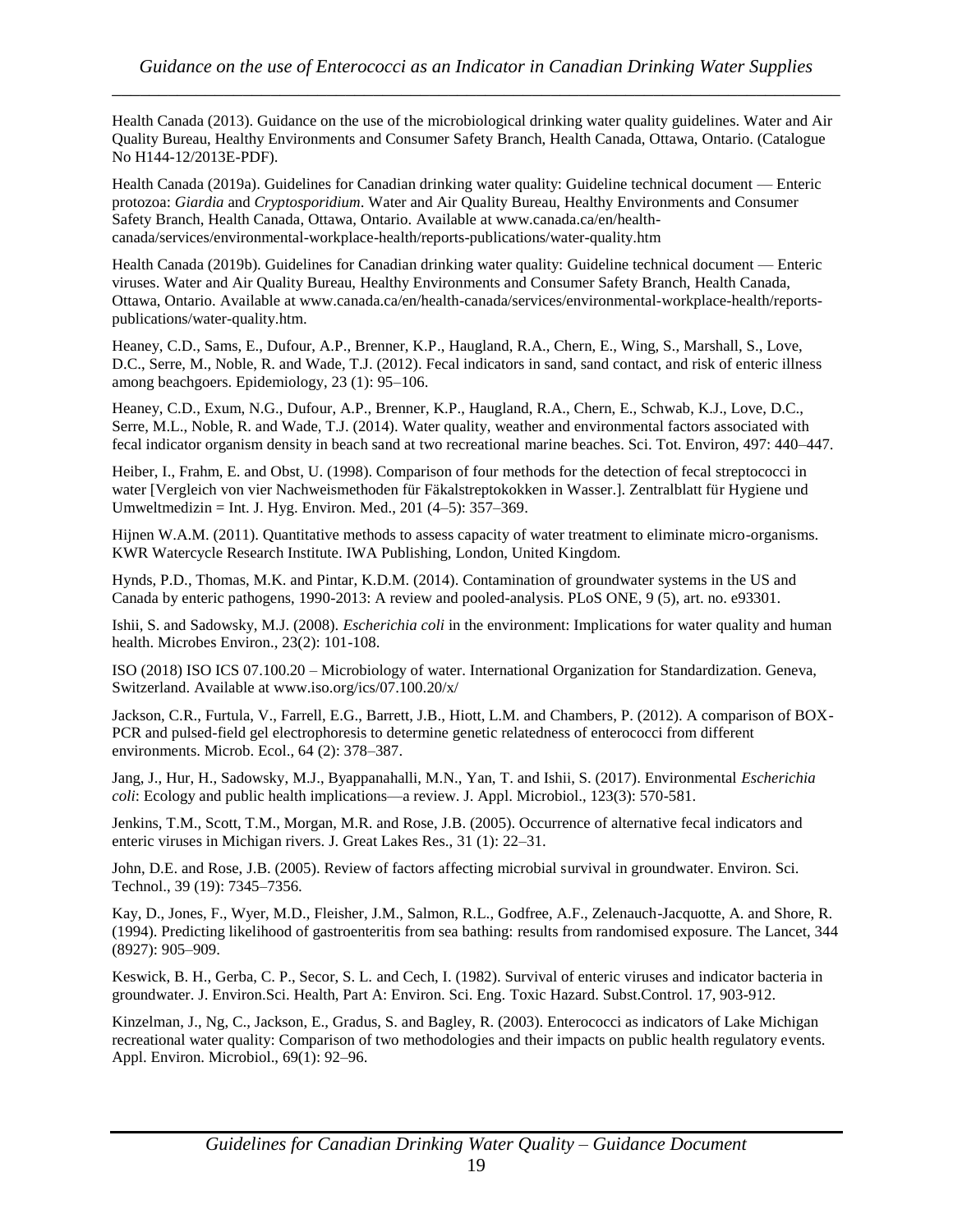Health Canada (2013). Guidance on the use of the microbiological drinking water quality guidelines. Water and Air Quality Bureau, Healthy Environments and Consumer Safety Branch, Health Canada, Ottawa, Ontario. (Catalogue No H144-12/2013E-PDF).

Health Canada (2019a). Guidelines for Canadian drinking water quality: Guideline technical document — Enteric protozoa: *Giardia* and *Cryptosporidium*. Water and Air Quality Bureau, Healthy Environments and Consumer Safety Branch, Health Canada, Ottawa, Ontario. Available at www.canada.ca/en/health-canada/services/environmental-workplace-health/reports-publications/water-quality.htm

Health Canada (2019b). Guidelines for Canadian drinking water quality: Guideline technical document — Enteric viruses. Water and Air Quality Bureau, Healthy Environments and Consumer Safety Branch, Health Canada, Ottawa, Ontario. Available at www.canada.ca/en/health-canada/services/environmental-workplace-health/reports-publications/water-quality.htm.

Heaney, C.D., Sams, E., Dufour, A.P., Brenner, K.P., Haugland, R.A., Chern, E., Wing, S., Marshall, S., Love, D.C., Serre, M., Noble, R. and Wade, T.J. (2012). Fecal indicators in sand, sand contact, and risk of enteric illness among beachgoers. Epidemiology, 23 (1): 95–106.

Heaney, C.D., Exum, N.G., Dufour, A.P., Brenner, K.P., Haugland, R.A., Chern, E., Schwab, K.J., Love, D.C., Serre, M.L., Noble, R. and Wade, T.J. (2014). Water quality, weather and environmental factors associated with fecal indicator organism density in beach sand at two recreational marine beaches. Sci. Tot. Environ, 497: 440–447.

Heiber, I., Frahm, E. and Obst, U. (1998). Comparison of four methods for the detection of fecal streptococci in water [Vergleich von vier Nachweismethoden für Fäkalstreptokokken in Wasser.]. Zentralblatt für Hygiene und Umweltmedizin = Int. J. Hyg. Environ. Med., 201 (4–5): 357–369.

Hijnen W.A.M. (2011). Quantitative methods to assess capacity of water treatment to eliminate micro-organisms. KWR Watercycle Research Institute. IWA Publishing, London, United Kingdom.

Hynds, P.D., Thomas, M.K. and Pintar, K.D.M. (2014). Contamination of groundwater systems in the US and Canada by enteric pathogens, 1990-2013: A review and pooled-analysis. PLoS ONE, 9 (5), art. no. e93301.

Ishii, S. and Sadowsky, M.J. (2008). *Escherichia coli* in the environment: Implications for water quality and human health. Microbes Environ., 23(2): 101-108.

ISO (2018) ISO ICS 07.100.20 – Microbiology of water. International Organization for Standardization. Geneva, Switzerland. Available at www.iso.org/ics/07.100.20/x/

Jackson, C.R., Furtula, V., Farrell, E.G., Barrett, J.B., Hiott, L.M. and Chambers, P. (2012). A comparison of BOX-PCR and pulsed-field gel electrophoresis to determine genetic relatedness of enterococci from different environments. Microb. Ecol., 64 (2): 378–387.

Jang, J., Hur, H., Sadowsky, M.J., Byappanahalli, M.N., Yan, T. and Ishii, S. (2017). Environmental *Escherichia coli*: Ecology and public health implications—a review. J. Appl. Microbiol., 123(3): 570-581.

Jenkins, T.M., Scott, T.M., Morgan, M.R. and Rose, J.B. (2005). Occurrence of alternative fecal indicators and enteric viruses in Michigan rivers. J. Great Lakes Res., 31 (1): 22–31.

John, D.E. and Rose, J.B. (2005). Review of factors affecting microbial survival in groundwater. Environ. Sci. Technol., 39 (19): 7345–7356.

Kay, D., Jones, F., Wyer, M.D., Fleisher, J.M., Salmon, R.L., Godfree, A.F., Zelenauch-Jacquotte, A. and Shore, R. (1994). Predicting likelihood of gastroenteritis from sea bathing: results from randomised exposure. The Lancet, 344 (8927): 905–909.

Keswick, B. H., Gerba, C. P., Secor, S. L. and Cech, I. (1982). Survival of enteric viruses and indicator bacteria in groundwater. J. Environ.Sci. Health, Part A: Environ. Sci. Eng. Toxic Hazard. Subst.Control. 17, 903-912.

Kinzelman, J., Ng, C., Jackson, E., Gradus, S. and Bagley, R. (2003). Enterococci as indicators of Lake Michigan recreational water quality: Comparison of two methodologies and their impacts on public health regulatory events. Appl. Environ. Microbiol., 69(1): 92–96.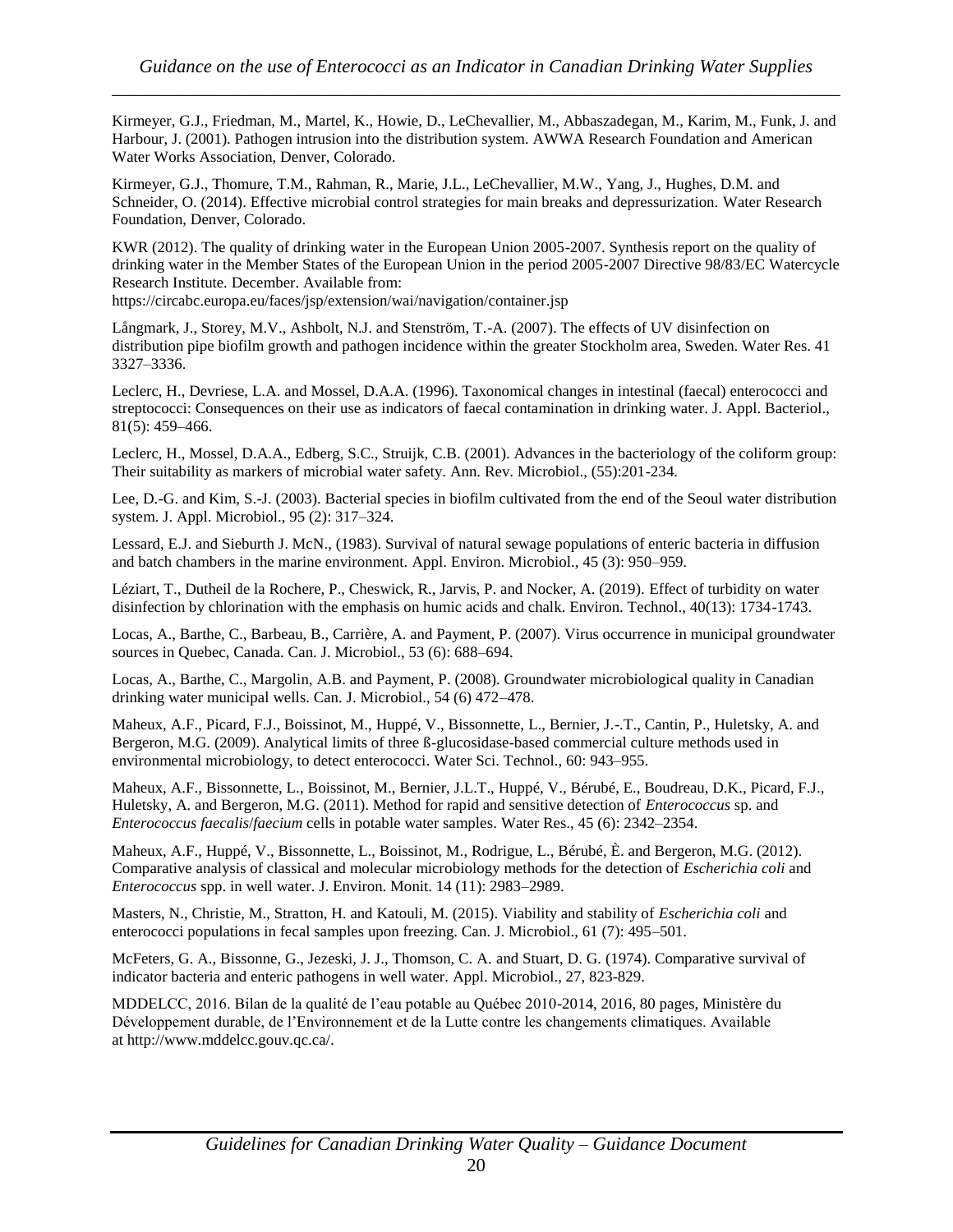Kirmeyer, G.J., Friedman, M., Martel, K., Howie, D., LeChevallier, M., Abbaszadegan, M., Karim, M., Funk, J. and Harbour, J. (2001). Pathogen intrusion into the distribution system. AWWA Research Foundation and American Water Works Association, Denver, Colorado.

Kirmeyer, G.J., Thomure, T.M., Rahman, R., Marie, J.L., LeChevallier, M.W., Yang, J., Hughes, D.M. and Schneider, O. (2014). Effective microbial control strategies for main breaks and depressurization. Water Research Foundation, Denver, Colorado.

KWR (2012). The quality of drinking water in the European Union 2005-2007. Synthesis report on the quality of drinking water in the Member States of the European Union in the period 2005-2007 Directive 98/83/EC Watercycle Research Institute. December. Available from: https://circabc.europa.eu/faces/jsp/extension/wai/navigation/container.jsp

Långmark, J., Storey, M.V., Ashbolt, N.J. and Stenström, T.-A. (2007). The effects of UV disinfection on distribution pipe biofilm growth and pathogen incidence within the greater Stockholm area, Sweden. Water Res. 41 3327–3336.

Leclerc, H., Devriese, L.A. and Mossel, D.A.A. (1996). Taxonomical changes in intestinal (faecal) enterococci and streptococci: Consequences on their use as indicators of faecal contamination in drinking water. J. Appl. Bacteriol., 81(5): 459–466.

Leclerc, H., Mossel, D.A.A., Edberg, S.C., Struijk, C.B. (2001). Advances in the bacteriology of the coliform group: Their suitability as markers of microbial water safety. Ann. Rev. Microbiol., (55):201-234.

Lee, D.-G. and Kim, S.-J. (2003). Bacterial species in biofilm cultivated from the end of the Seoul water distribution system. J. Appl. Microbiol., 95 (2): 317–324.

Lessard, E.J. and Sieburth J. McN., (1983). Survival of natural sewage populations of enteric bacteria in diffusion and batch chambers in the marine environment. Appl. Environ. Microbiol., 45 (3): 950–959.

Léziart, T., Dutheil de la Rochere, P., Cheswick, R., Jarvis, P. and Nocker, A. (2019). Effect of turbidity on water disinfection by chlorination with the emphasis on humic acids and chalk. Environ. Technol., 40(13): 1734-1743.

Locas, A., Barthe, C., Barbeau, B., Carrière, A. and Payment, P. (2007). Virus occurrence in municipal groundwater sources in Quebec, Canada. Can. J. Microbiol., 53 (6): 688–694.

Locas, A., Barthe, C., Margolin, A.B. and Payment, P. (2008). Groundwater microbiological quality in Canadian drinking water municipal wells. Can. J. Microbiol., 54 (6) 472–478.

Maheux, A.F., Picard, F.J., Boissinot, M., Huppé, V., Bissonnette, L., Bernier, J.-.T., Cantin, P., Huletsky, A. and Bergeron, M.G. (2009). Analytical limits of three ß-glucosidase-based commercial culture methods used in environmental microbiology, to detect enterococci. Water Sci. Technol., 60: 943–955.

Maheux, A.F., Bissonnette, L., Boissinot, M., Bernier, J.L.T., Huppé, V., Bérubé, E., Boudreau, D.K., Picard, F.J., Huletsky, A. and Bergeron, M.G. (2011). Method for rapid and sensitive detection of *Enterococcus* sp. and *Enterococcus faecalis*/*faecium* cells in potable water samples. Water Res., 45 (6): 2342–2354.

Maheux, A.F., Huppé, V., Bissonnette, L., Boissinot, M., Rodrigue, L., Bérubé, È. and Bergeron, M.G. (2012). Comparative analysis of classical and molecular microbiology methods for the detection of *Escherichia coli* and *Enterococcus* spp. in well water. J. Environ. Monit. 14 (11): 2983–2989.

Masters, N., Christie, M., Stratton, H. and Katouli, M. (2015). Viability and stability of *Escherichia coli* and enterococci populations in fecal samples upon freezing. Can. J. Microbiol., 61 (7): 495–501.

McFeters, G. A., Bissonne, G., Jezeski, J. J., Thomson, C. A. and Stuart, D. G. (1974). Comparative survival of indicator bacteria and enteric pathogens in well water. Appl. Microbiol., 27, 823-829.

MDDELCC, 2016. Bilan de la qualité de l'eau potable au Québec 2010-2014, 2016, 80 pages, Ministère du Développement durable, de l'Environnement et de la Lutte contre les changements climatiques. Available at http://www.mddelcc.gouv.qc.ca/.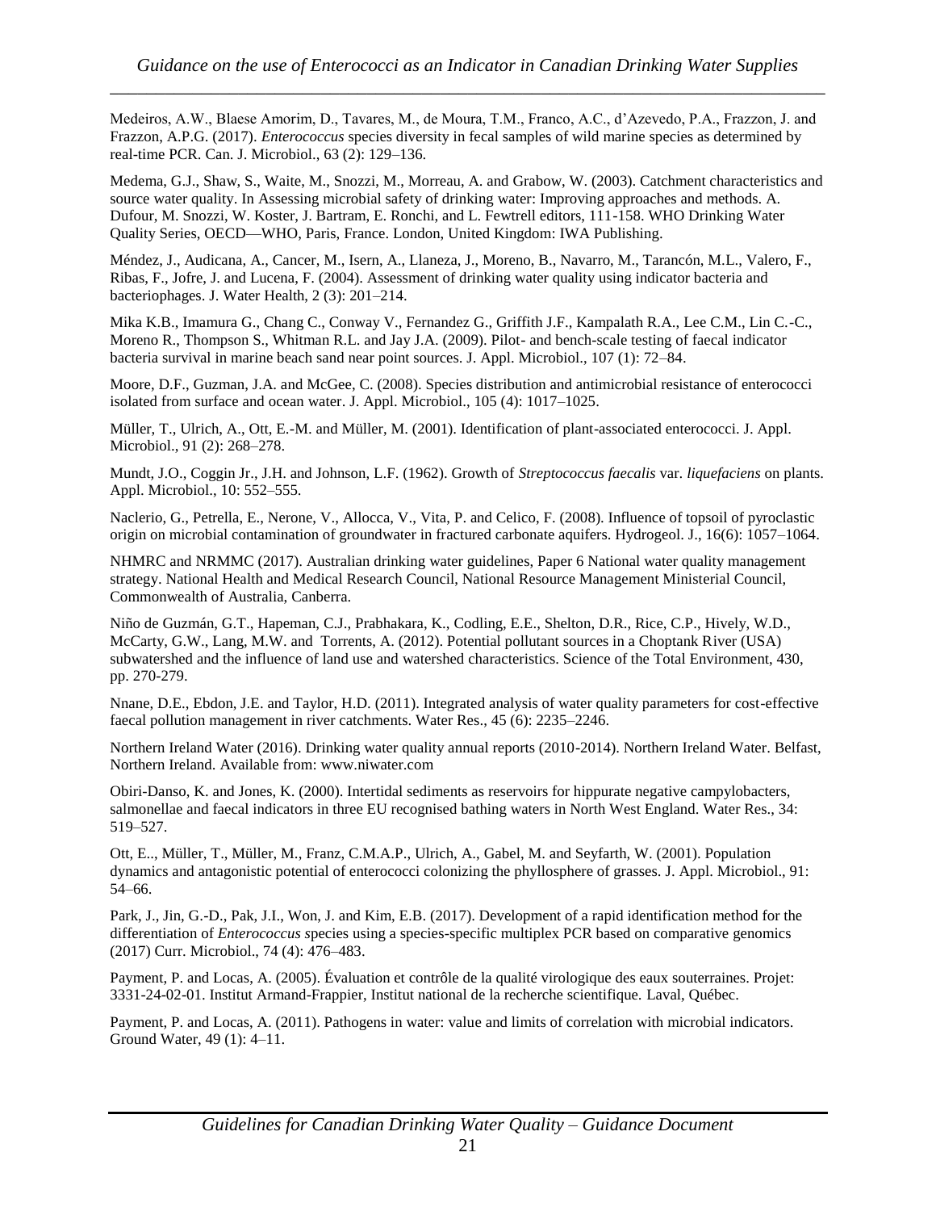Medeiros, A.W., Blaese Amorim, D., Tavares, M., de Moura, T.M., Franco, A.C., d'Azevedo, P.A., Frazzon, J. and Frazzon, A.P.G. (2017). *Enterococcus* species diversity in fecal samples of wild marine species as determined by real-time PCR. Can. J. Microbiol., 63 (2): 129–136.

Medema, G.J., Shaw, S., Waite, M., Snozzi, M., Morreau, A. and Grabow, W. (2003). Catchment characteristics and source water quality. In Assessing microbial safety of drinking water: Improving approaches and methods. A. Dufour, M. Snozzi, W. Koster, J. Bartram, E. Ronchi, and L. Fewtrell editors, 111-158. WHO Drinking Water Quality Series, OECD—WHO, Paris, France. London, United Kingdom: IWA Publishing.

Méndez, J., Audicana, A., Cancer, M., Isern, A., Llaneza, J., Moreno, B., Navarro, M., Tarancón, M.L., Valero, F., Ribas, F., Jofre, J. and Lucena, F. (2004). Assessment of drinking water quality using indicator bacteria and bacteriophages. J. Water Health, 2 (3): 201–214.

Mika K.B., Imamura G., Chang C., Conway V., Fernandez G., Griffith J.F., Kampalath R.A., Lee C.M., Lin C.-C., Moreno R., Thompson S., Whitman R.L. and Jay J.A. (2009). Pilot- and bench-scale testing of faecal indicator bacteria survival in marine beach sand near point sources. J. Appl. Microbiol., 107 (1): 72–84.

Moore, D.F., Guzman, J.A. and McGee, C. (2008). Species distribution and antimicrobial resistance of enterococci isolated from surface and ocean water. J. Appl. Microbiol., 105 (4): 1017–1025.

Müller, T., Ulrich, A., Ott, E.-M. and Müller, M. (2001). Identification of plant-associated enterococci. J. Appl. Microbiol., 91 (2): 268–278.

Mundt, J.O., Coggin Jr., J.H. and Johnson, L.F. (1962). Growth of *Streptococcus faecalis* var. *liquefaciens* on plants. Appl. Microbiol., 10: 552–555.

Naclerio, G., Petrella, E., Nerone, V., Allocca, V., Vita, P. and Celico, F. (2008). Influence of topsoil of pyroclastic origin on microbial contamination of groundwater in fractured carbonate aquifers. Hydrogeol. J., 16(6): 1057–1064.

NHMRC and NRMMC (2017). Australian drinking water guidelines, Paper 6 National water quality management strategy. National Health and Medical Research Council, National Resource Management Ministerial Council, Commonwealth of Australia, Canberra.

Niño de Guzmán, G.T., Hapeman, C.J., Prabhakara, K., Codling, E.E., Shelton, D.R., Rice, C.P., Hively, W.D., McCarty, G.W., Lang, M.W. and Torrents, A. (2012). Potential pollutant sources in a Choptank River (USA) subwatershed and the influence of land use and watershed characteristics. Science of the Total Environment, 430, pp. 270-279.

Nnane, D.E., Ebdon, J.E. and Taylor, H.D. (2011). Integrated analysis of water quality parameters for cost-effective faecal pollution management in river catchments. Water Res., 45 (6): 2235–2246.

Northern Ireland Water (2016). Drinking water quality annual reports (2010-2014). Northern Ireland Water. Belfast, Northern Ireland. Available from: www.niwater.com

Obiri-Danso, K. and Jones, K. (2000). Intertidal sediments as reservoirs for hippurate negative campylobacters, salmonellae and faecal indicators in three EU recognised bathing waters in North West England. Water Res., 34: 519–527.

Ott, E.., Müller, T., Müller, M., Franz, C.M.A.P., Ulrich, A., Gabel, M. and Seyfarth, W. (2001). Population dynamics and antagonistic potential of enterococci colonizing the phyllosphere of grasses. J. Appl. Microbiol., 91: 54–66.

Park, J., Jin, G.-D., Pak, J.I., Won, J. and Kim, E.B. (2017). Development of a rapid identification method for the differentiation of *Enterococcus* species using a species-specific multiplex PCR based on comparative genomics (2017) Curr. Microbiol., 74 (4): 476–483.

Payment, P. and Locas, A. (2005). Évaluation et contrôle de la qualité virologique des eaux souterraines. Projet: 3331-24-02-01. Institut Armand-Frappier, Institut national de la recherche scientifique. Laval, Québec.

Payment, P. and Locas, A. (2011). Pathogens in water: value and limits of correlation with microbial indicators. Ground Water, 49 (1): 4–11.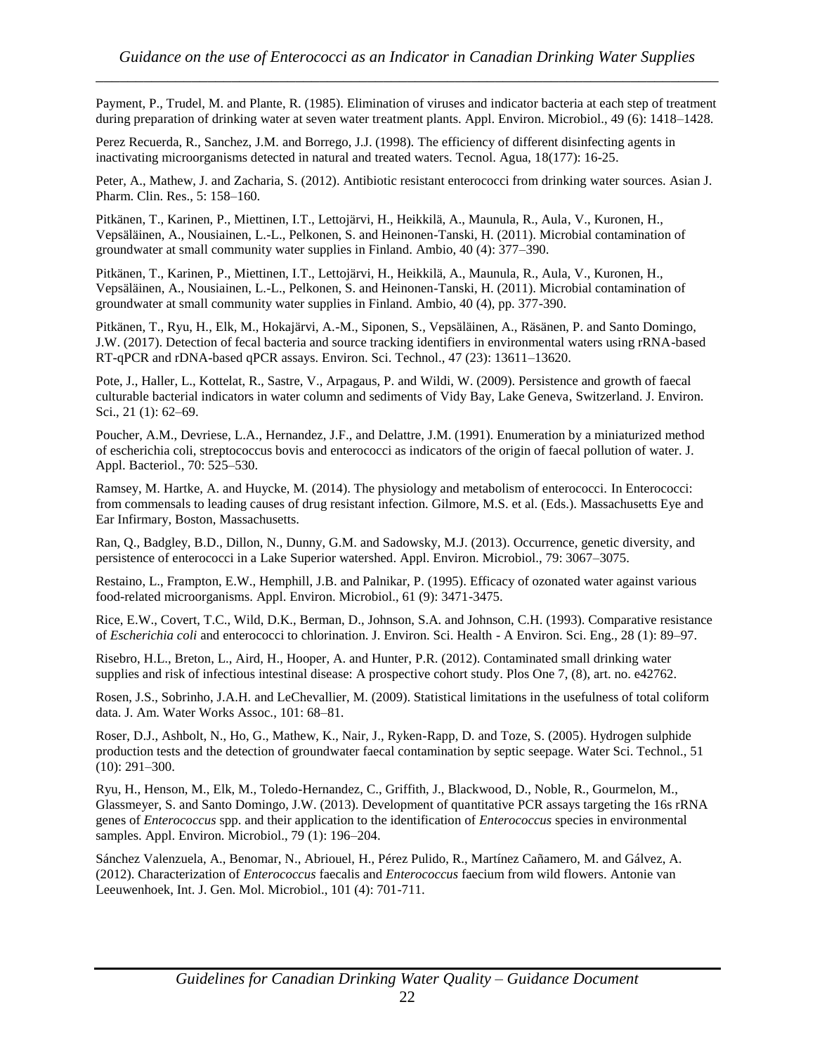Payment, P., Trudel, M. and Plante, R. (1985). Elimination of viruses and indicator bacteria at each step of treatment during preparation of drinking water at seven water treatment plants. Appl. Environ. Microbiol., 49 (6): 1418–1428.

Perez Recuerda, R., Sanchez, J.M. and Borrego, J.J. (1998). The efficiency of different disinfecting agents in inactivating microorganisms detected in natural and treated waters. Tecnol. Agua, 18(177): 16-25.

Peter, A., Mathew, J. and Zacharia, S. (2012). Antibiotic resistant enterococci from drinking water sources. Asian J. Pharm. Clin. Res., 5: 158–160.

Pitkänen, T., Karinen, P., Miettinen, I.T., Lettojärvi, H., Heikkilä, A., Maunula, R., Aula, V., Kuronen, H., Vepsäläinen, A., Nousiainen, L.-L., Pelkonen, S. and Heinonen-Tanski, H. (2011). Microbial contamination of groundwater at small community water supplies in Finland. Ambio, 40 (4): 377–390.

Pitkänen, T., Karinen, P., Miettinen, I.T., Lettojärvi, H., Heikkilä, A., Maunula, R., Aula, V., Kuronen, H., Vepsäläinen, A., Nousiainen, L.-L., Pelkonen, S. and Heinonen-Tanski, H. (2011). Microbial contamination of groundwater at small community water supplies in Finland. Ambio, 40 (4), pp. 377-390.

Pitkänen, T., Ryu, H., Elk, M., Hokajärvi, A.-M., Siponen, S., Vepsäläinen, A., Räsänen, P. and Santo Domingo, J.W. (2017). Detection of fecal bacteria and source tracking identifiers in environmental waters using rRNA-based RT-qPCR and rDNA-based qPCR assays. Environ. Sci. Technol., 47 (23): 13611–13620.

Pote, J., Haller, L., Kottelat, R., Sastre, V., Arpagaus, P. and Wildi, W. (2009). Persistence and growth of faecal culturable bacterial indicators in water column and sediments of Vidy Bay, Lake Geneva, Switzerland. J. Environ. Sci., 21 (1): 62–69.

Poucher, A.M., Devriese, L.A., Hernandez, J.F., and Delattre, J.M. (1991). Enumeration by a miniaturized method of escherichia coli, streptococcus bovis and enterococci as indicators of the origin of faecal pollution of water. J. Appl. Bacteriol., 70: 525–530.

Ramsey, M. Hartke, A. and Huycke, M. (2014). The physiology and metabolism of enterococci. In Enterococci: from commensals to leading causes of drug resistant infection. Gilmore, M.S. et al. (Eds.). Massachusetts Eye and Ear Infirmary, Boston, Massachusetts.

Ran, Q., Badgley, B.D., Dillon, N., Dunny, G.M. and Sadowsky, M.J. (2013). Occurrence, genetic diversity, and persistence of enterococci in a Lake Superior watershed. Appl. Environ. Microbiol., 79: 3067–3075.

Restaino, L., Frampton, E.W., Hemphill, J.B. and Palnikar, P. (1995). Efficacy of ozonated water against various food-related microorganisms. Appl. Environ. Microbiol., 61 (9): 3471-3475.

Rice, E.W., Covert, T.C., Wild, D.K., Berman, D., Johnson, S.A. and Johnson, C.H. (1993). Comparative resistance of *Escherichia coli* and enterococci to chlorination. J. Environ. Sci. Health - A Environ. Sci. Eng., 28 (1): 89–97.

Risebro, H.L., Breton, L., Aird, H., Hooper, A. and Hunter, P.R. (2012). Contaminated small drinking water supplies and risk of infectious intestinal disease: A prospective cohort study. Plos One 7, (8), art. no. e42762.

Rosen, J.S., Sobrinho, J.A.H. and LeChevallier, M. (2009). Statistical limitations in the usefulness of total coliform data. J. Am. Water Works Assoc., 101: 68–81.

Roser, D.J., Ashbolt, N., Ho, G., Mathew, K., Nair, J., Ryken-Rapp, D. and Toze, S. (2005). Hydrogen sulphide production tests and the detection of groundwater faecal contamination by septic seepage. Water Sci. Technol., 51 (10): 291–300.

Ryu, H., Henson, M., Elk, M., Toledo-Hernandez, C., Griffith, J., Blackwood, D., Noble, R., Gourmelon, M., Glassmeyer, S. and Santo Domingo, J.W. (2013). Development of quantitative PCR assays targeting the 16s rRNA genes of *Enterococcus* spp. and their application to the identification of *Enterococcus* species in environmental samples. Appl. Environ. Microbiol., 79 (1): 196–204.

Sánchez Valenzuela, A., Benomar, N., Abriouel, H., Pérez Pulido, R., Martínez Cañamero, M. and Gálvez, A. (2012). Characterization of *Enterococcus* faecalis and *Enterococcus* faecium from wild flowers. Antonie van Leeuwenhoek, Int. J. Gen. Mol. Microbiol., 101 (4): 701-711.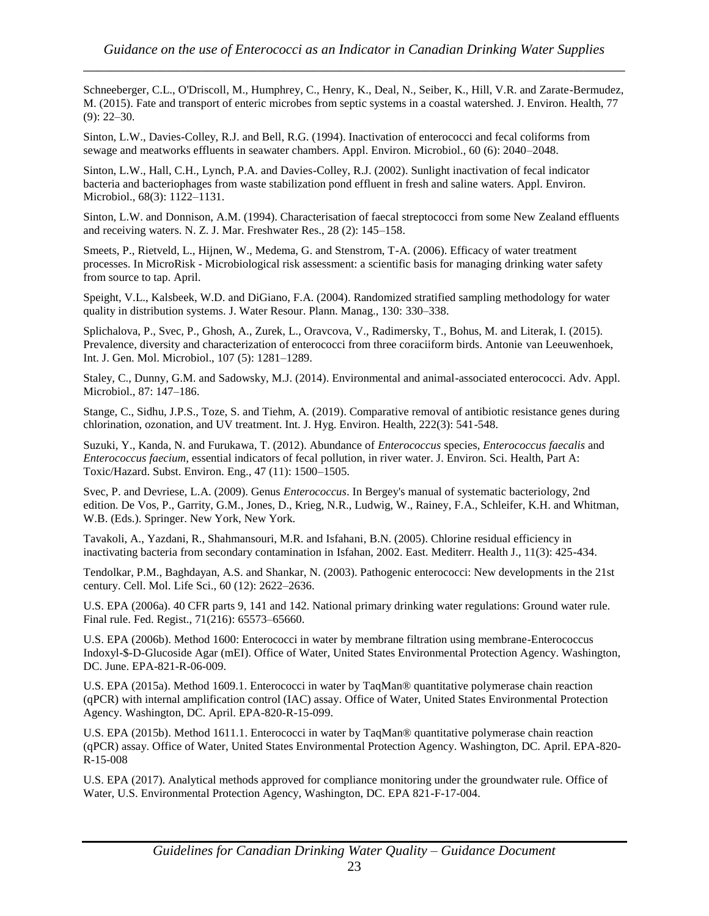Schneeberger, C.L., O'Driscoll, M., Humphrey, C., Henry, K., Deal, N., Seiber, K., Hill, V.R. and Zarate-Bermudez, M. (2015). Fate and transport of enteric microbes from septic systems in a coastal watershed. J. Environ. Health, 77 (9): 22–30.

Sinton, L.W., Davies-Colley, R.J. and Bell, R.G. (1994). Inactivation of enterococci and fecal coliforms from sewage and meatworks effluents in seawater chambers. Appl. Environ. Microbiol., 60 (6): 2040–2048.

Sinton, L.W., Hall, C.H., Lynch, P.A. and Davies-Colley, R.J. (2002). Sunlight inactivation of fecal indicator bacteria and bacteriophages from waste stabilization pond effluent in fresh and saline waters. Appl. Environ. Microbiol., 68(3): 1122–1131.

Sinton, L.W. and Donnison, A.M. (1994). Characterisation of faecal streptococci from some New Zealand effluents and receiving waters. N. Z. J. Mar. Freshwater Res., 28 (2): 145–158.

Smeets, P., Rietveld, L., Hijnen, W., Medema, G. and Stenstrom, T-A. (2006). Efficacy of water treatment processes. In MicroRisk - Microbiological risk assessment: a scientific basis for managing drinking water safety from source to tap. April.

Speight, V.L., Kalsbeek, W.D. and DiGiano, F.A. (2004). Randomized stratified sampling methodology for water quality in distribution systems. J. Water Resour. Plann. Manag., 130: 330–338.

Splichalova, P., Svec, P., Ghosh, A., Zurek, L., Oravcova, V., Radimersky, T., Bohus, M. and Literak, I. (2015). Prevalence, diversity and characterization of enterococci from three coraciiform birds. Antonie van Leeuwenhoek, Int. J. Gen. Mol. Microbiol., 107 (5): 1281–1289.

Staley, C., Dunny, G.M. and Sadowsky, M.J. (2014). Environmental and animal-associated enterococci. Adv. Appl. Microbiol., 87: 147–186.

Stange, C., Sidhu, J.P.S., Toze, S. and Tiehm, A. (2019). Comparative removal of antibiotic resistance genes during chlorination, ozonation, and UV treatment. Int. J. Hyg. Environ. Health, 222(3): 541-548.

Suzuki, Y., Kanda, N. and Furukawa, T. (2012). Abundance of *Enterococcus* species, *Enterococcus faecalis* and *Enterococcus faecium*, essential indicators of fecal pollution, in river water. J. Environ. Sci. Health, Part A: Toxic/Hazard. Subst. Environ. Eng., 47 (11): 1500–1505.

Svec, P. and Devriese, L.A. (2009). Genus *Enterococcus*. In Bergey's manual of systematic bacteriology, 2nd edition. De Vos, P., Garrity, G.M., Jones, D., Krieg, N.R., Ludwig, W., Rainey, F.A., Schleifer, K.H. and Whitman, W.B. (Eds.). Springer. New York, New York.

Tavakoli, A., Yazdani, R., Shahmansouri, M.R. and Isfahani, B.N. (2005). Chlorine residual efficiency in inactivating bacteria from secondary contamination in Isfahan, 2002. East. Mediterr. Health J., 11(3): 425-434.

Tendolkar, P.M., Baghdayan, A.S. and Shankar, N. (2003). Pathogenic enterococci: New developments in the 21st century. Cell. Mol. Life Sci., 60 (12): 2622–2636.

U.S. EPA (2006a). 40 CFR parts 9, 141 and 142. National primary drinking water regulations: Ground water rule. Final rule. Fed. Regist., 71(216): 65573–65660.

U.S. EPA (2006b). Method 1600: Enterococci in water by membrane filtration using membrane-Enterococcus Indoxyl-$-D-Glucoside Agar (mEI). Office of Water, United States Environmental Protection Agency. Washington, DC. June. EPA-821-R-06-009.

U.S. EPA (2015a). Method 1609.1. Enterococci in water by TaqMan® quantitative polymerase chain reaction (qPCR) with internal amplification control (IAC) assay. Office of Water, United States Environmental Protection Agency. Washington, DC. April. EPA-820-R-15-099.

U.S. EPA (2015b). Method 1611.1. Enterococci in water by TaqMan® quantitative polymerase chain reaction (qPCR) assay. Office of Water, United States Environmental Protection Agency. Washington, DC. April. EPA-820-R-15-008

U.S. EPA (2017). Analytical methods approved for compliance monitoring under the groundwater rule. Office of Water, U.S. Environmental Protection Agency, Washington, DC. EPA 821-F-17-004.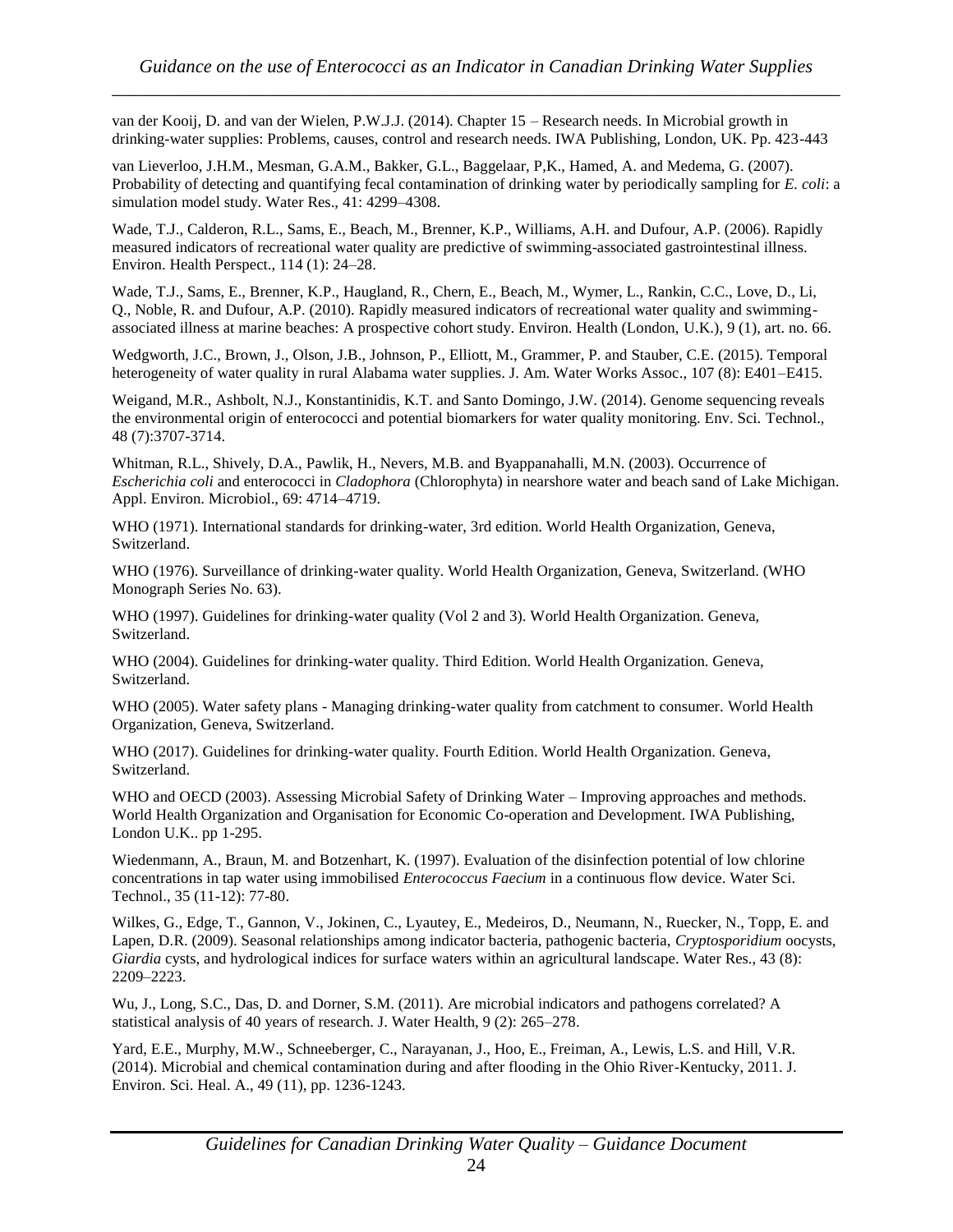van der Kooij, D. and van der Wielen, P.W.J.J. (2014). Chapter 15 – Research needs. In Microbial growth in drinking-water supplies: Problems, causes, control and research needs. IWA Publishing, London, UK. Pp. 423-443

van Lieverloo, J.H.M., Mesman, G.A.M., Bakker, G.L., Baggelaar, P,K., Hamed, A. and Medema, G. (2007). Probability of detecting and quantifying fecal contamination of drinking water by periodically sampling for *E. coli*: a simulation model study. Water Res., 41: 4299–4308.

Wade, T.J., Calderon, R.L., Sams, E., Beach, M., Brenner, K.P., Williams, A.H. and Dufour, A.P. (2006). Rapidly measured indicators of recreational water quality are predictive of swimming-associated gastrointestinal illness. Environ. Health Perspect., 114 (1): 24–28.

Wade, T.J., Sams, E., Brenner, K.P., Haugland, R., Chern, E., Beach, M., Wymer, L., Rankin, C.C., Love, D., Li, Q., Noble, R. and Dufour, A.P. (2010). Rapidly measured indicators of recreational water quality and swimming-associated illness at marine beaches: A prospective cohort study. Environ. Health (London, U.K.), 9 (1), art. no. 66.

Wedgworth, J.C., Brown, J., Olson, J.B., Johnson, P., Elliott, M., Grammer, P. and Stauber, C.E. (2015). Temporal heterogeneity of water quality in rural Alabama water supplies. J. Am. Water Works Assoc., 107 (8): E401–E415.

Weigand, M.R., Ashbolt, N.J., Konstantinidis, K.T. and Santo Domingo, J.W. (2014). Genome sequencing reveals the environmental origin of enterococci and potential biomarkers for water quality monitoring. Env. Sci. Technol., 48 (7):3707-3714.

Whitman, R.L., Shively, D.A., Pawlik, H., Nevers, M.B. and Byappanahalli, M.N. (2003). Occurrence of *Escherichia coli* and enterococci in *Cladophora* (Chlorophyta) in nearshore water and beach sand of Lake Michigan. Appl. Environ. Microbiol., 69: 4714–4719.

WHO (1971). International standards for drinking-water, 3rd edition. World Health Organization, Geneva, Switzerland.

WHO (1976). Surveillance of drinking-water quality. World Health Organization, Geneva, Switzerland. (WHO Monograph Series No. 63).

WHO (1997). Guidelines for drinking-water quality (Vol 2 and 3). World Health Organization. Geneva, Switzerland.

WHO (2004). Guidelines for drinking-water quality. Third Edition. World Health Organization. Geneva, Switzerland.

WHO (2005). Water safety plans - Managing drinking-water quality from catchment to consumer. World Health Organization, Geneva, Switzerland.

WHO (2017). Guidelines for drinking-water quality. Fourth Edition. World Health Organization. Geneva, Switzerland.

WHO and OECD (2003). Assessing Microbial Safety of Drinking Water – Improving approaches and methods. World Health Organization and Organisation for Economic Co-operation and Development. IWA Publishing, London U.K.. pp 1-295.

Wiedenmann, A., Braun, M. and Botzenhart, K. (1997). Evaluation of the disinfection potential of low chlorine concentrations in tap water using immobilised *Enterococcus Faecium* in a continuous flow device. Water Sci. Technol., 35 (11-12): 77-80.

Wilkes, G., Edge, T., Gannon, V., Jokinen, C., Lyautey, E., Medeiros, D., Neumann, N., Ruecker, N., Topp, E. and Lapen, D.R. (2009). Seasonal relationships among indicator bacteria, pathogenic bacteria, *Cryptosporidium* oocysts, *Giardia* cysts, and hydrological indices for surface waters within an agricultural landscape. Water Res., 43 (8): 2209–2223.

Wu, J., Long, S.C., Das, D. and Dorner, S.M. (2011). Are microbial indicators and pathogens correlated? A statistical analysis of 40 years of research. J. Water Health, 9 (2): 265–278.

Yard, E.E., Murphy, M.W., Schneeberger, C., Narayanan, J., Hoo, E., Freiman, A., Lewis, L.S. and Hill, V.R. (2014). Microbial and chemical contamination during and after flooding in the Ohio River-Kentucky, 2011. J. Environ. Sci. Heal. A., 49 (11), pp. 1236-1243.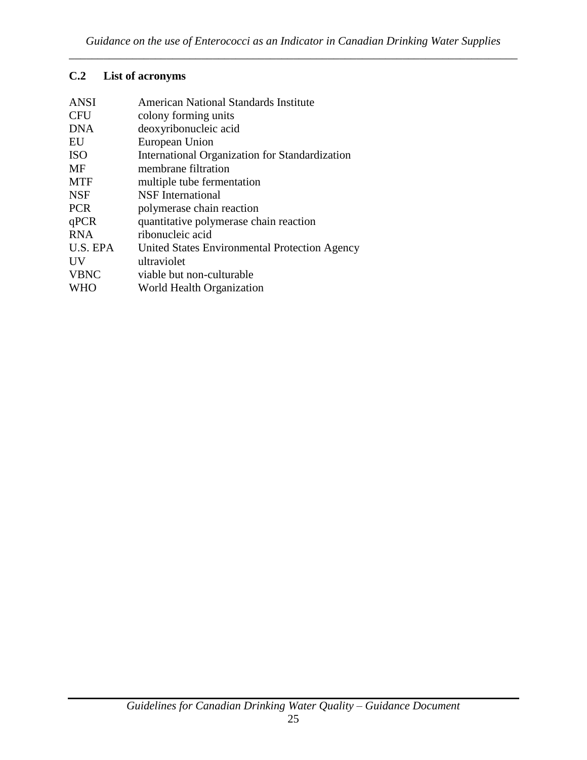### C.2 List of acronyms

| | |
|---|---|
| ANSI | American National Standards Institute |
| CFU | colony forming units |
| DNA | deoxyribonucleic acid |
| EU | European Union |
| ISO | International Organization for Standardization |
| MF | membrane filtration |
| MTF | multiple tube fermentation |
| NSF | NSF International |
| PCR | polymerase chain reaction |
| qPCR | quantitative polymerase chain reaction |
| RNA | ribonucleic acid |
| U.S. EPA | United States Environmental Protection Agency |
| UV | ultraviolet |
| VBNC | viable but non-culturable |
| WHO | World Health Organization |